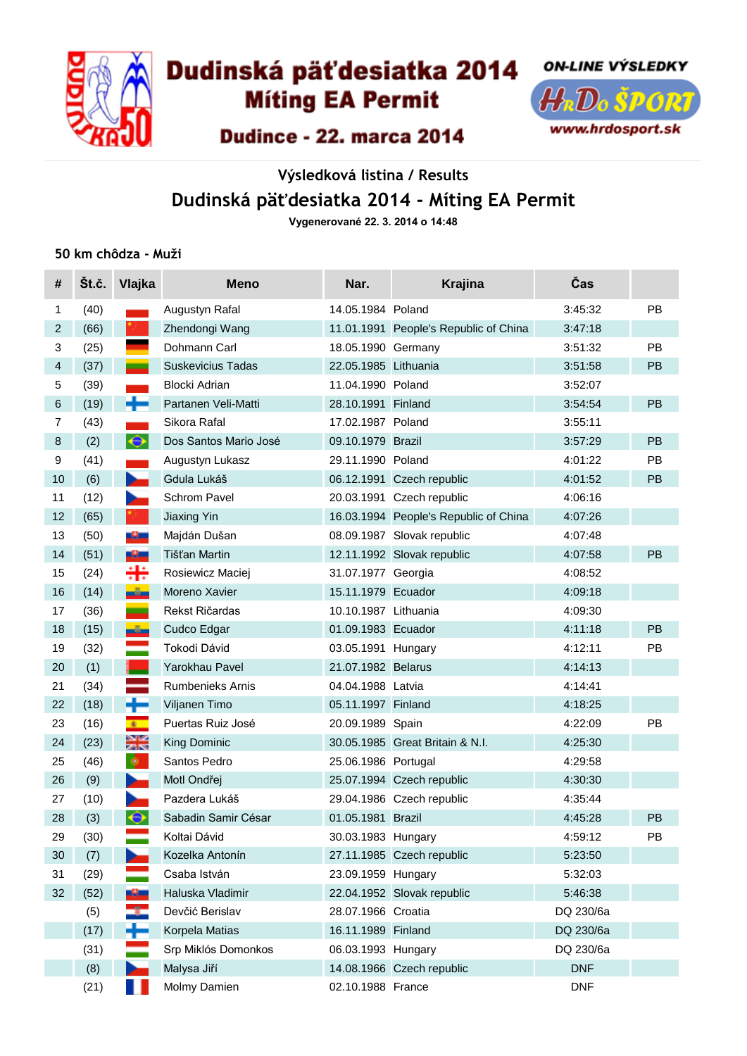# Dudinská päťdesiatka 2014
## Míting EA Permit
### Dudince - 22. marca 2014

ON-LINE VÝSLEDKY
HrDo ŠPORT
www.hrdosport.sk

## Výsledková listina / Results

## Dudinská päťdesiatka 2014 - Míting EA Permit

**Vygenerované 22. 3. 2014 o 14:48**

### 50 km chôdza - Muži

| # | Št.č. | Vlajka | Meno | Nar. | Krajina | Čas | |
|---|---|---|---|---|---|---|---|
| 1 | (40) | | Augustyn Rafal | 14.05.1984 | Poland | 3:45:32 | PB |
| 2 | (66) | | Zhendongi Wang | 11.01.1991 | People's Republic of China | 3:47:18 | |
| 3 | (25) | | Dohmann Carl | 18.05.1990 | Germany | 3:51:32 | PB |
| 4 | (37) | | Suskevicius Tadas | 22.05.1985 | Lithuania | 3:51:58 | PB |
| 5 | (39) | | Blocki Adrian | 11.04.1990 | Poland | 3:52:07 | |
| 6 | (19) | | Partanen Veli-Matti | 28.10.1991 | Finland | 3:54:54 | PB |
| 7 | (43) | | Sikora Rafal | 17.02.1987 | Poland | 3:55:11 | |
| 8 | (2) | | Dos Santos Mario José | 09.10.1979 | Brazil | 3:57:29 | PB |
| 9 | (41) | | Augustyn Lukasz | 29.11.1990 | Poland | 4:01:22 | PB |
| 10 | (6) | | Gdula Lukáš | 06.12.1991 | Czech republic | 4:01:52 | PB |
| 11 | (12) | | Schrom Pavel | 20.03.1991 | Czech republic | 4:06:16 | |
| 12 | (65) | | Jiaxing Yin | 16.03.1994 | People's Republic of China | 4:07:26 | |
| 13 | (50) | | Majdán Dušan | 08.09.1987 | Slovak republic | 4:07:48 | |
| 14 | (51) | | Tišťan Martin | 12.11.1992 | Slovak republic | 4:07:58 | PB |
| 15 | (24) | | Rosiewicz Maciej | 31.07.1977 | Georgia | 4:08:52 | |
| 16 | (14) | | Moreno Xavier | 15.11.1979 | Ecuador | 4:09:18 | |
| 17 | (36) | | Rekst Ričardas | 10.10.1987 | Lithuania | 4:09:30 | |
| 18 | (15) | | Cudco Edgar | 01.09.1983 | Ecuador | 4:11:18 | PB |
| 19 | (32) | | Tokodi Dávid | 03.05.1991 | Hungary | 4:12:11 | PB |
| 20 | (1) | | Yarokhau Pavel | 21.07.1982 | Belarus | 4:14:13 | |
| 21 | (34) | | Rumbenieks Arnis | 04.04.1988 | Latvia | 4:14:41 | |
| 22 | (18) | | Viljanen Timo | 05.11.1997 | Finland | 4:18:25 | |
| 23 | (16) | | Puertas Ruiz José | 20.09.1989 | Spain | 4:22:09 | PB |
| 24 | (23) | | King Dominic | 30.05.1985 | Great Britain & N.I. | 4:25:30 | |
| 25 | (46) | | Santos Pedro | 25.06.1986 | Portugal | 4:29:58 | |
| 26 | (9) | | Motl Ondřej | 25.07.1994 | Czech republic | 4:30:30 | |
| 27 | (10) | | Pazdera Lukáš | 29.04.1986 | Czech republic | 4:35:44 | |
| 28 | (3) | | Sabadin Samir César | 01.05.1981 | Brazil | 4:45:28 | PB |
| 29 | (30) | | Koltai Dávid | 30.03.1983 | Hungary | 4:59:12 | PB |
| 30 | (7) | | Kozelka Antonín | 27.11.1985 | Czech republic | 5:23:50 | |
| 31 | (29) | | Csaba István | 23.09.1959 | Hungary | 5:32:03 | |
| 32 | (52) | | Haluska Vladimir | 22.04.1952 | Slovak republic | 5:46:38 | |
| | (5) | | Devčić Berislav | 28.07.1966 | Croatia | DQ 230/6a | |
| | (17) | | Korpela Matias | 16.11.1989 | Finland | DQ 230/6a | |
| | (31) | | Srp Miklós Domonkos | 06.03.1993 | Hungary | DQ 230/6a | |
| | (8) | | Malysa Jiří | 14.08.1966 | Czech republic | DNF | |
| | (21) | | Molmy Damien | 02.10.1988 | France | DNF | |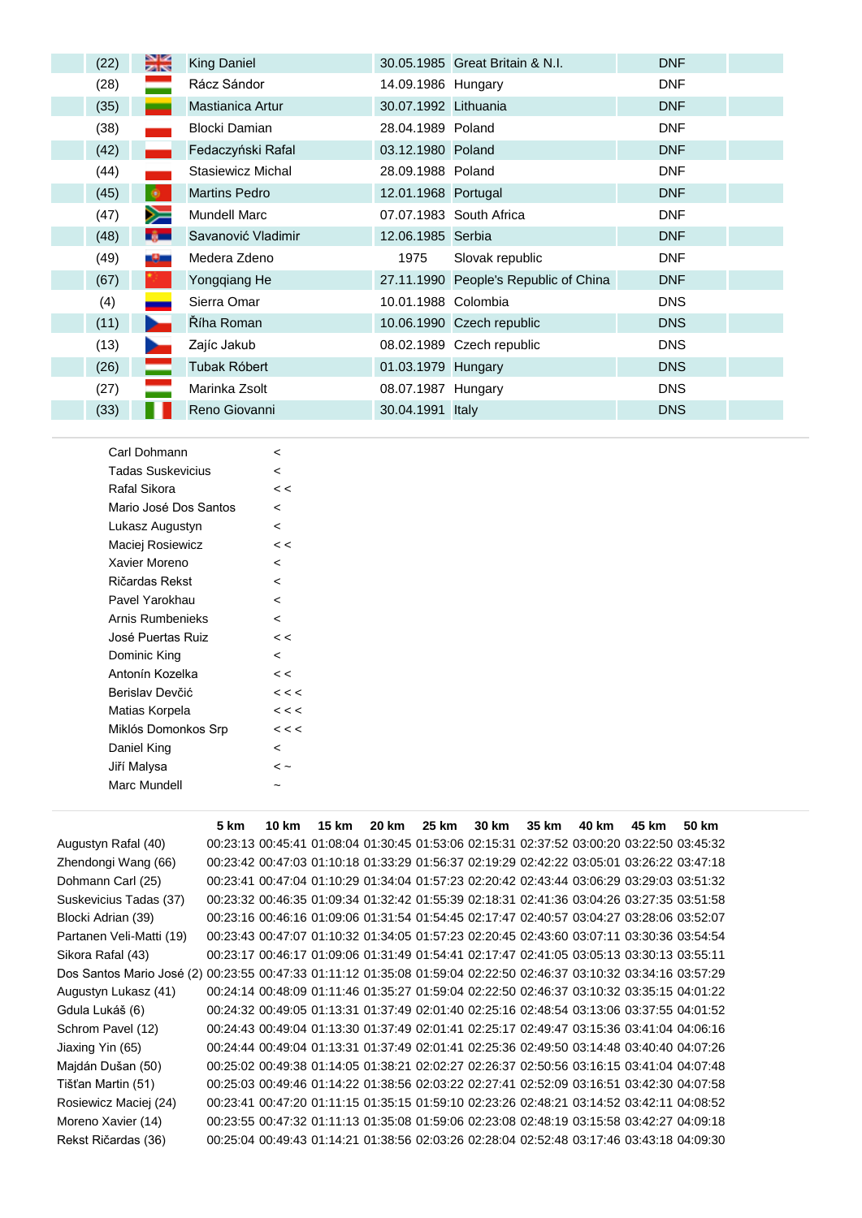| | | | | | | |
|---|---|---|---|---|---|---|
| (22) | | King Daniel | 30.05.1985 | Great Britain & N.I. | DNF | |
| (28) | | Rácz Sándor | 14.09.1986 | Hungary | DNF | |
| (35) | | Mastianica Artur | 30.07.1992 | Lithuania | DNF | |
| (38) | | Blocki Damian | 28.04.1989 | Poland | DNF | |
| (42) | | Fedaczyński Rafal | 03.12.1980 | Poland | DNF | |
| (44) | | Stasiewicz Michal | 28.09.1988 | Poland | DNF | |
| (45) | | Martins Pedro | 12.01.1968 | Portugal | DNF | |
| (47) | | Mundell Marc | 07.07.1983 | South Africa | DNF | |
| (48) | | Savanović Vladimir | 12.06.1985 | Serbia | DNF | |
| (49) | | Medera Zdeno | 1975 | Slovak republic | DNF | |
| (67) | | Yongqiang He | 27.11.1990 | People's Republic of China | DNF | |
| (4) | | Sierra Omar | 10.01.1988 | Colombia | DNS | |
| (11) | | Říha Roman | 10.06.1990 | Czech republic | DNS | |
| (13) | | Zajíc Jakub | 08.02.1989 | Czech republic | DNS | |
| (26) | | Tubak Róbert | 01.03.1979 | Hungary | DNS | |
| (27) | | Marinka Zsolt | 08.07.1987 | Hungary | DNS | |
| (33) | | Reno Giovanni | 30.04.1991 | Italy | DNS | |

| | |
|---|---|
| Carl Dohmann | < |
| Tadas Suskevicius | < |
| Rafal Sikora | < < |
| Mario José Dos Santos | < |
| Lukasz Augustyn | < |
| Maciej Rosiewicz | < < |
| Xavier Moreno | < |
| Ričardas Rekst | < |
| Pavel Yarokhau | < |
| Arnis Rumbenieks | < |
| José Puertas Ruiz | < < |
| Dominic King | < |
| Antonín Kozelka | < < |
| Berislav Devčić | < < < |
| Matias Korpela | < < < |
| Miklós Domonkos Srp | < < < |
| Daniel King | < |
| Jiří Malysa | < ~ |
| Marc Mundell | ~ |

| | 5 km | 10 km | 15 km | 20 km | 25 km | 30 km | 35 km | 40 km | 45 km | 50 km |
|---|---|---|---|---|---|---|---|---|---|---|
| Augustyn Rafal (40) | 00:23:13 | 00:45:41 | 01:08:04 | 01:30:45 | 01:53:06 | 02:15:31 | 02:37:52 | 03:00:20 | 03:22:50 | 03:45:32 |
| Zhendongi Wang (66) | 00:23:42 | 00:47:03 | 01:10:18 | 01:33:29 | 01:56:37 | 02:19:29 | 02:42:22 | 03:05:01 | 03:26:22 | 03:47:18 |
| Dohmann Carl (25) | 00:23:41 | 00:47:04 | 01:10:29 | 01:34:04 | 01:57:23 | 02:20:42 | 02:43:44 | 03:06:29 | 03:29:03 | 03:51:32 |
| Suskevicius Tadas (37) | 00:23:32 | 00:46:35 | 01:09:34 | 01:32:42 | 01:55:39 | 02:18:31 | 02:41:36 | 03:04:26 | 03:27:35 | 03:51:58 |
| Blocki Adrian (39) | 00:23:16 | 00:46:16 | 01:09:06 | 01:31:54 | 01:54:45 | 02:17:47 | 02:40:57 | 03:04:27 | 03:28:06 | 03:52:07 |
| Partanen Veli-Matti (19) | 00:23:43 | 00:47:07 | 01:10:32 | 01:34:05 | 01:57:23 | 02:20:45 | 02:43:60 | 03:07:11 | 03:30:36 | 03:54:54 |
| Sikora Rafal (43) | 00:23:17 | 00:46:17 | 01:09:06 | 01:31:49 | 01:54:41 | 02:17:47 | 02:41:05 | 03:05:13 | 03:30:13 | 03:55:11 |
| Dos Santos Mario José (2) | 00:23:55 | 00:47:33 | 01:11:12 | 01:35:08 | 01:59:04 | 02:22:50 | 02:46:37 | 03:10:32 | 03:34:16 | 03:57:29 |
| Augustyn Lukasz (41) | 00:24:14 | 00:48:09 | 01:11:46 | 01:35:27 | 01:59:04 | 02:22:50 | 02:46:37 | 03:10:32 | 03:35:15 | 04:01:22 |
| Gdula Lukáš (6) | 00:24:32 | 00:49:05 | 01:13:31 | 01:37:49 | 02:01:40 | 02:25:16 | 02:48:54 | 03:13:06 | 03:37:55 | 04:01:52 |
| Schrom Pavel (12) | 00:24:43 | 00:49:04 | 01:13:30 | 01:37:49 | 02:01:41 | 02:25:17 | 02:49:47 | 03:15:36 | 03:41:04 | 04:06:16 |
| Jiaxing Yin (65) | 00:24:44 | 00:49:04 | 01:13:31 | 01:37:49 | 02:01:41 | 02:25:36 | 02:49:50 | 03:14:48 | 03:40:40 | 04:07:26 |
| Majdán Dušan (50) | 00:25:02 | 00:49:38 | 01:14:05 | 01:38:21 | 02:02:27 | 02:26:37 | 02:50:56 | 03:16:15 | 03:41:04 | 04:07:48 |
| Tišťan Martin (51) | 00:25:03 | 00:49:46 | 01:14:22 | 01:38:56 | 02:03:22 | 02:27:41 | 02:52:09 | 03:16:51 | 03:42:30 | 04:07:58 |
| Rosiewicz Maciej (24) | 00:23:41 | 00:47:20 | 01:11:15 | 01:35:15 | 01:59:10 | 02:23:26 | 02:48:21 | 03:14:52 | 03:42:11 | 04:08:52 |
| Moreno Xavier (14) | 00:23:55 | 00:47:32 | 01:11:13 | 01:35:08 | 01:59:06 | 02:23:08 | 02:48:19 | 03:15:58 | 03:42:27 | 04:09:18 |
| Rekst Ričardas (36) | 00:25:04 | 00:49:43 | 01:14:21 | 01:38:56 | 02:03:26 | 02:28:04 | 02:52:48 | 03:17:46 | 03:43:18 | 04:09:30 |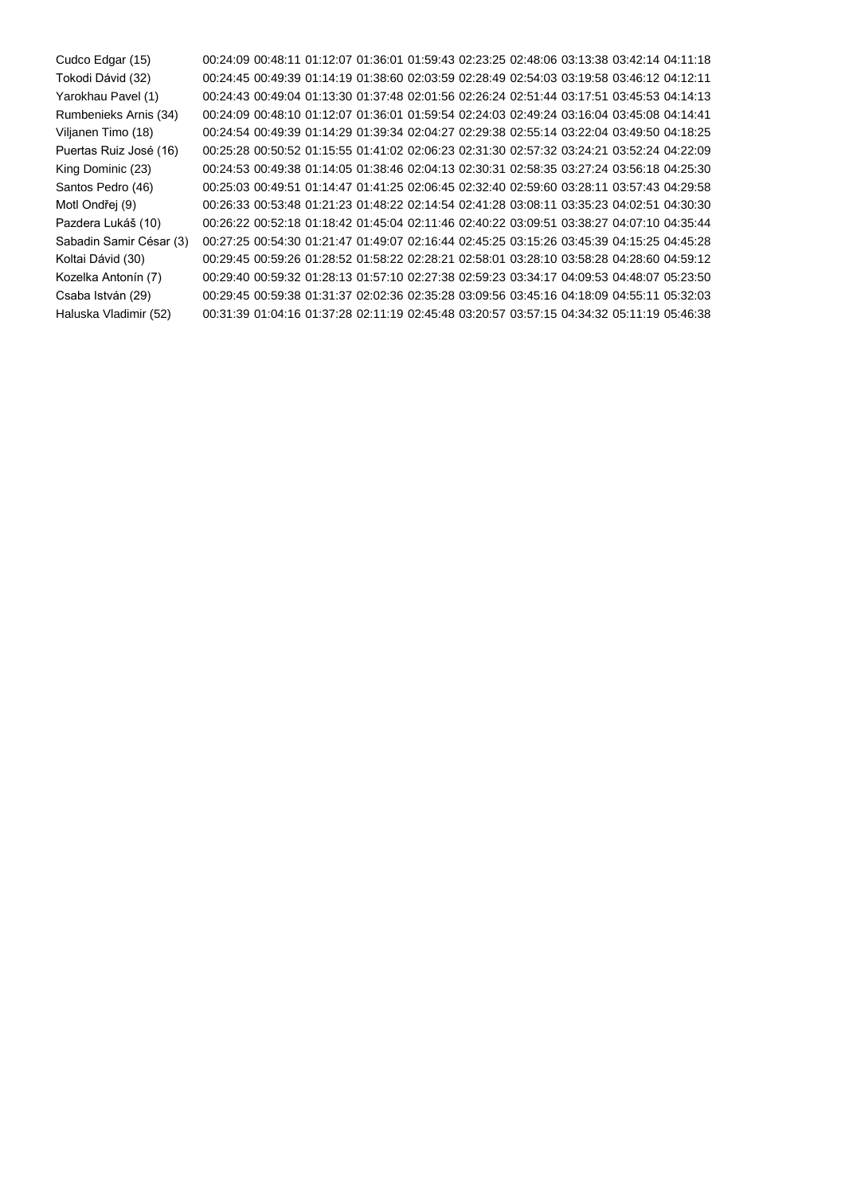| | | | | | | | | | | |
|---|---|---|---|---|---|---|---|---|---|---|
| Cudco Edgar (15) | 00:24:09 | 00:48:11 | 01:12:07 | 01:36:01 | 01:59:43 | 02:23:25 | 02:48:06 | 03:13:38 | 03:42:14 | 04:11:18 |
| Tokodi Dávid (32) | 00:24:45 | 00:49:39 | 01:14:19 | 01:38:60 | 02:03:59 | 02:28:49 | 02:54:03 | 03:19:58 | 03:46:12 | 04:12:11 |
| Yarokhau Pavel (1) | 00:24:43 | 00:49:04 | 01:13:30 | 01:37:48 | 02:01:56 | 02:26:24 | 02:51:44 | 03:17:51 | 03:45:53 | 04:14:13 |
| Rumbenieks Arnis (34) | 00:24:09 | 00:48:10 | 01:12:07 | 01:36:01 | 01:59:54 | 02:24:03 | 02:49:24 | 03:16:04 | 03:45:08 | 04:14:41 |
| Viljanen Timo (18) | 00:24:54 | 00:49:39 | 01:14:29 | 01:39:34 | 02:04:27 | 02:29:38 | 02:55:14 | 03:22:04 | 03:49:50 | 04:18:25 |
| Puertas Ruiz José (16) | 00:25:28 | 00:50:52 | 01:15:55 | 01:41:02 | 02:06:23 | 02:31:30 | 02:57:32 | 03:24:21 | 03:52:24 | 04:22:09 |
| King Dominic (23) | 00:24:53 | 00:49:38 | 01:14:05 | 01:38:46 | 02:04:13 | 02:30:31 | 02:58:35 | 03:27:24 | 03:56:18 | 04:25:30 |
| Santos Pedro (46) | 00:25:03 | 00:49:51 | 01:14:47 | 01:41:25 | 02:06:45 | 02:32:40 | 02:59:60 | 03:28:11 | 03:57:43 | 04:29:58 |
| Motl Ondřej (9) | 00:26:33 | 00:53:48 | 01:21:23 | 01:48:22 | 02:14:54 | 02:41:28 | 03:08:11 | 03:35:23 | 04:02:51 | 04:30:30 |
| Pazdera Lukáš (10) | 00:26:22 | 00:52:18 | 01:18:42 | 01:45:04 | 02:11:46 | 02:40:22 | 03:09:51 | 03:38:27 | 04:07:10 | 04:35:44 |
| Sabadin Samir César (3) | 00:27:25 | 00:54:30 | 01:21:47 | 01:49:07 | 02:16:44 | 02:45:25 | 03:15:26 | 03:45:39 | 04:15:25 | 04:45:28 |
| Koltai Dávid (30) | 00:29:45 | 00:59:26 | 01:28:52 | 01:58:22 | 02:28:21 | 02:58:01 | 03:28:10 | 03:58:28 | 04:28:60 | 04:59:12 |
| Kozelka Antonín (7) | 00:29:40 | 00:59:32 | 01:28:13 | 01:57:10 | 02:27:38 | 02:59:23 | 03:34:17 | 04:09:53 | 04:48:07 | 05:23:50 |
| Csaba István (29) | 00:29:45 | 00:59:38 | 01:31:37 | 02:02:36 | 02:35:28 | 03:09:56 | 03:45:16 | 04:18:09 | 04:55:11 | 05:32:03 |
| Haluska Vladimir (52) | 00:31:39 | 01:04:16 | 01:37:28 | 02:11:19 | 02:45:48 | 03:20:57 | 03:57:15 | 04:34:32 | 05:11:19 | 05:46:38 |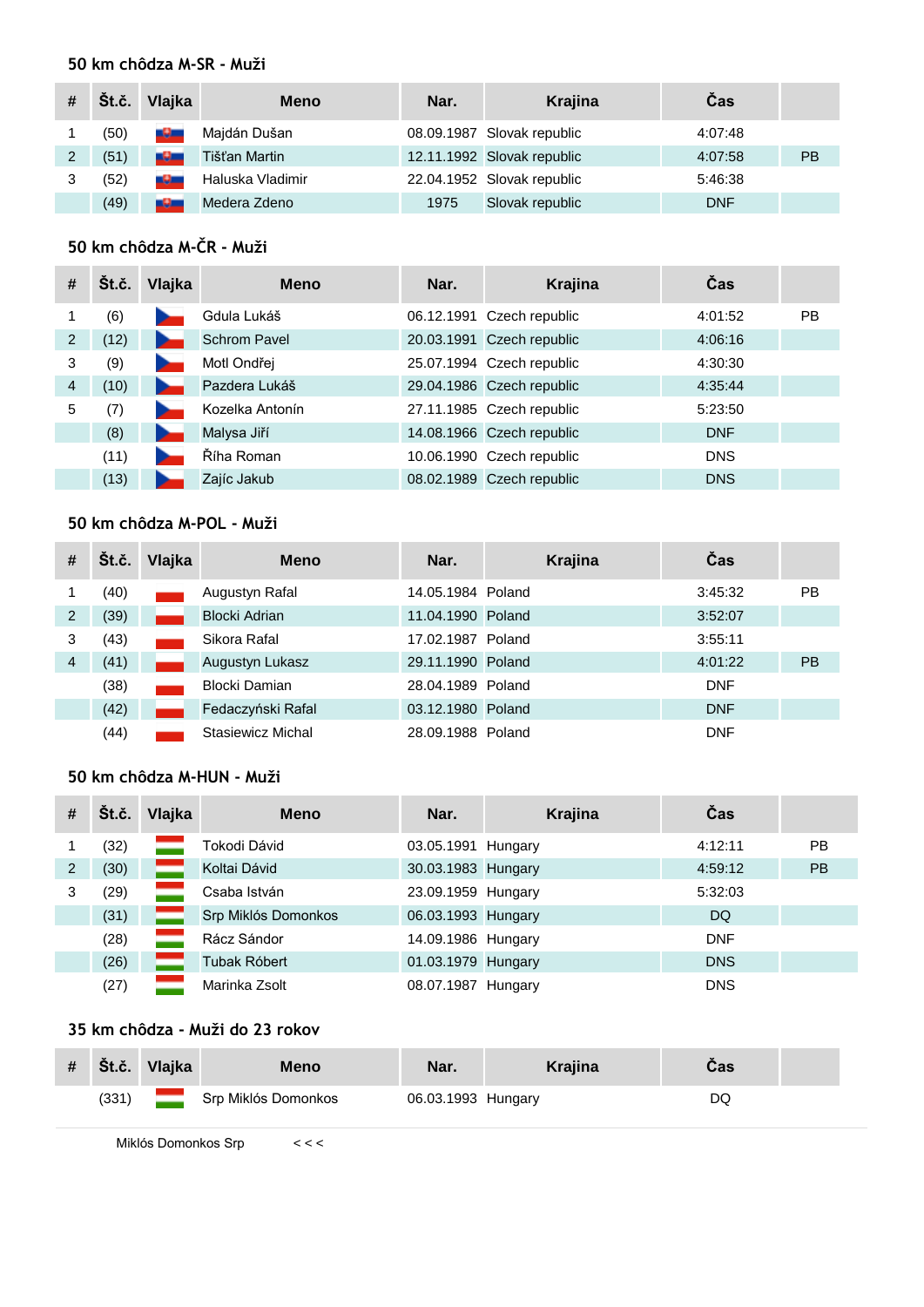### 50 km chôdza M-SR - Muži

| # | Št.č. | Vlajka | Meno | Nar. | Krajina | Čas | |
|---|---|---|---|---|---|---|---|
| 1 | (50) | | Majdán Dušan | 08.09.1987 | Slovak republic | 4:07:48 | |
| 2 | (51) | | Tišťan Martin | 12.11.1992 | Slovak republic | 4:07:58 | PB |
| 3 | (52) | | Haluska Vladimir | 22.04.1952 | Slovak republic | 5:46:38 | |
| | (49) | | Medera Zdeno | 1975 | Slovak republic | DNF | |

### 50 km chôdza M-ČR - Muži

| # | Št.č. | Vlajka | Meno | Nar. | Krajina | Čas | |
|---|---|---|---|---|---|---|---|
| 1 | (6) | | Gdula Lukáš | 06.12.1991 | Czech republic | 4:01:52 | PB |
| 2 | (12) | | Schrom Pavel | 20.03.1991 | Czech republic | 4:06:16 | |
| 3 | (9) | | Motl Ondřej | 25.07.1994 | Czech republic | 4:30:30 | |
| 4 | (10) | | Pazdera Lukáš | 29.04.1986 | Czech republic | 4:35:44 | |
| 5 | (7) | | Kozelka Antonín | 27.11.1985 | Czech republic | 5:23:50 | |
| | (8) | | Malysa Jiří | 14.08.1966 | Czech republic | DNF | |
| | (11) | | Říha Roman | 10.06.1990 | Czech republic | DNS | |
| | (13) | | Zajíc Jakub | 08.02.1989 | Czech republic | DNS | |

### 50 km chôdza M-POL - Muži

| # | Št.č. | Vlajka | Meno | Nar. | Krajina | Čas | |
|---|---|---|---|---|---|---|---|
| 1 | (40) | | Augustyn Rafal | 14.05.1984 | Poland | 3:45:32 | PB |
| 2 | (39) | | Blocki Adrian | 11.04.1990 | Poland | 3:52:07 | |
| 3 | (43) | | Sikora Rafal | 17.02.1987 | Poland | 3:55:11 | |
| 4 | (41) | | Augustyn Lukasz | 29.11.1990 | Poland | 4:01:22 | PB |
| | (38) | | Blocki Damian | 28.04.1989 | Poland | DNF | |
| | (42) | | Fedaczyński Rafal | 03.12.1980 | Poland | DNF | |
| | (44) | | Stasiewicz Michal | 28.09.1988 | Poland | DNF | |

### 50 km chôdza M-HUN - Muži

| # | Št.č. | Vlajka | Meno | Nar. | Krajina | Čas | |
|---|---|---|---|---|---|---|---|
| 1 | (32) | | Tokodi Dávid | 03.05.1991 | Hungary | 4:12:11 | PB |
| 2 | (30) | | Koltai Dávid | 30.03.1983 | Hungary | 4:59:12 | PB |
| 3 | (29) | | Csaba István | 23.09.1959 | Hungary | 5:32:03 | |
| | (31) | | Srp Miklós Domonkos | 06.03.1993 | Hungary | DQ | |
| | (28) | | Rácz Sándor | 14.09.1986 | Hungary | DNF | |
| | (26) | | Tubak Róbert | 01.03.1979 | Hungary | DNS | |
| | (27) | | Marinka Zsolt | 08.07.1987 | Hungary | DNS | |

### 35 km chôdza - Muži do 23 rokov

| # | Št.č. | Vlajka | Meno | Nar. | Krajina | Čas | |
|---|---|---|---|---|---|---|---|
| | (331) | | Srp Miklós Domonkos | 06.03.1993 | Hungary | DQ | |

Miklós Domonkos Srp < < <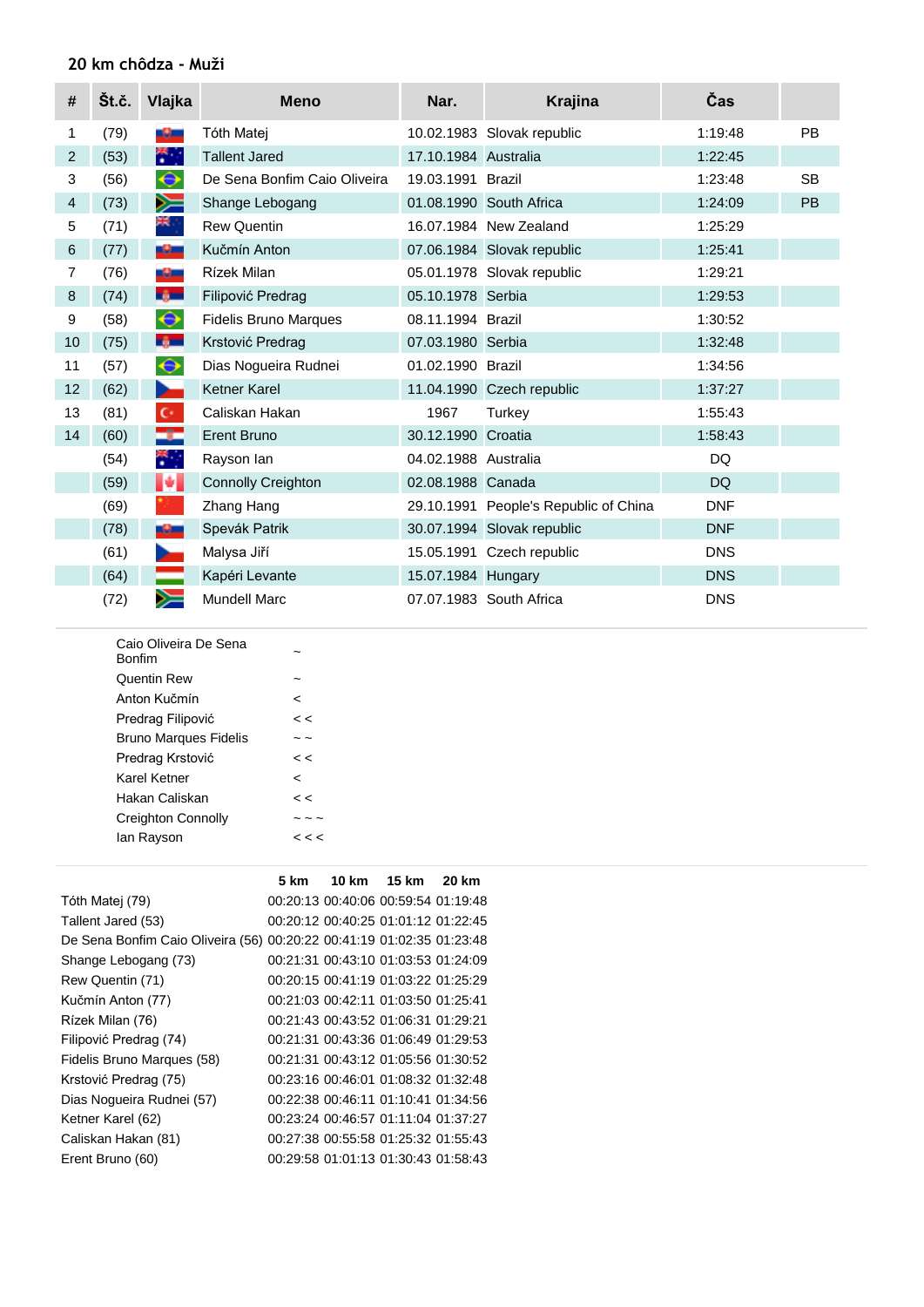## 20 km chôdza - Muži

| # | Št.č. | Vlajka | Meno | Nar. | Krajina | Čas | |
|---|---|---|---|---|---|---|---|
| 1 | (79) | | Tóth Matej | 10.02.1983 | Slovak republic | 1:19:48 | PB |
| 2 | (53) | | Tallent Jared | 17.10.1984 | Australia | 1:22:45 | |
| 3 | (56) | | De Sena Bonfim Caio Oliveira | 19.03.1991 | Brazil | 1:23:48 | SB |
| 4 | (73) | | Shange Lebogang | 01.08.1990 | South Africa | 1:24:09 | PB |
| 5 | (71) | | Rew Quentin | 16.07.1984 | New Zealand | 1:25:29 | |
| 6 | (77) | | Kučmín Anton | 07.06.1984 | Slovak republic | 1:25:41 | |
| 7 | (76) | | Rízek Milan | 05.01.1978 | Slovak republic | 1:29:21 | |
| 8 | (74) | | Filipović Predrag | 05.10.1978 | Serbia | 1:29:53 | |
| 9 | (58) | | Fidelis Bruno Marques | 08.11.1994 | Brazil | 1:30:52 | |
| 10 | (75) | | Krstović Predrag | 07.03.1980 | Serbia | 1:32:48 | |
| 11 | (57) | | Dias Nogueira Rudnei | 01.02.1990 | Brazil | 1:34:56 | |
| 12 | (62) | | Ketner Karel | 11.04.1990 | Czech republic | 1:37:27 | |
| 13 | (81) | | Caliskan Hakan | 1967 | Turkey | 1:55:43 | |
| 14 | (60) | | Erent Bruno | 30.12.1990 | Croatia | 1:58:43 | |
| | (54) | | Rayson Ian | 04.02.1988 | Australia | DQ | |
| | (59) | | Connolly Creighton | 02.08.1988 | Canada | DQ | |
| | (69) | | Zhang Hang | 29.10.1991 | People's Republic of China | DNF | |
| | (78) | | Spevák Patrik | 30.07.1994 | Slovak republic | DNF | |
| | (61) | | Malysa Jiří | 15.05.1991 | Czech republic | DNS | |
| | (64) | | Kapéri Levante | 15.07.1984 | Hungary | DNS | |
| | (72) | | Mundell Marc | 07.07.1983 | South Africa | DNS | |

| | |
|---|---|
| Caio Oliveira De Sena Bonfim | ~ |
| Quentin Rew | ~ |
| Anton Kučmín | < |
| Predrag Filipović | < < |
| Bruno Marques Fidelis | ~ ~ |
| Predrag Krstović | < < |
| Karel Ketner | < |
| Hakan Caliskan | < < |
| Creighton Connolly | ~ ~ ~ |
| Ian Rayson | < < < |

| | 5 km | 10 km | 15 km | 20 km |
|---|---|---|---|---|
| Tóth Matej (79) | 00:20:13 | 00:40:06 | 00:59:54 | 01:19:48 |
| Tallent Jared (53) | 00:20:12 | 00:40:25 | 01:01:12 | 01:22:45 |
| De Sena Bonfim Caio Oliveira (56) | 00:20:22 | 00:41:19 | 01:02:35 | 01:23:48 |
| Shange Lebogang (73) | 00:21:31 | 00:43:10 | 01:03:53 | 01:24:09 |
| Rew Quentin (71) | 00:20:15 | 00:41:19 | 01:03:22 | 01:25:29 |
| Kučmín Anton (77) | 00:21:03 | 00:42:11 | 01:03:50 | 01:25:41 |
| Rízek Milan (76) | 00:21:43 | 00:43:52 | 01:06:31 | 01:29:21 |
| Filipović Predrag (74) | 00:21:31 | 00:43:36 | 01:06:49 | 01:29:53 |
| Fidelis Bruno Marques (58) | 00:21:31 | 00:43:12 | 01:05:56 | 01:30:52 |
| Krstović Predrag (75) | 00:23:16 | 00:46:01 | 01:08:32 | 01:32:48 |
| Dias Nogueira Rudnei (57) | 00:22:38 | 00:46:11 | 01:10:41 | 01:34:56 |
| Ketner Karel (62) | 00:23:24 | 00:46:57 | 01:11:04 | 01:37:27 |
| Caliskan Hakan (81) | 00:27:38 | 00:55:58 | 01:25:32 | 01:55:43 |
| Erent Bruno (60) | 00:29:58 | 01:01:13 | 01:30:43 | 01:58:43 |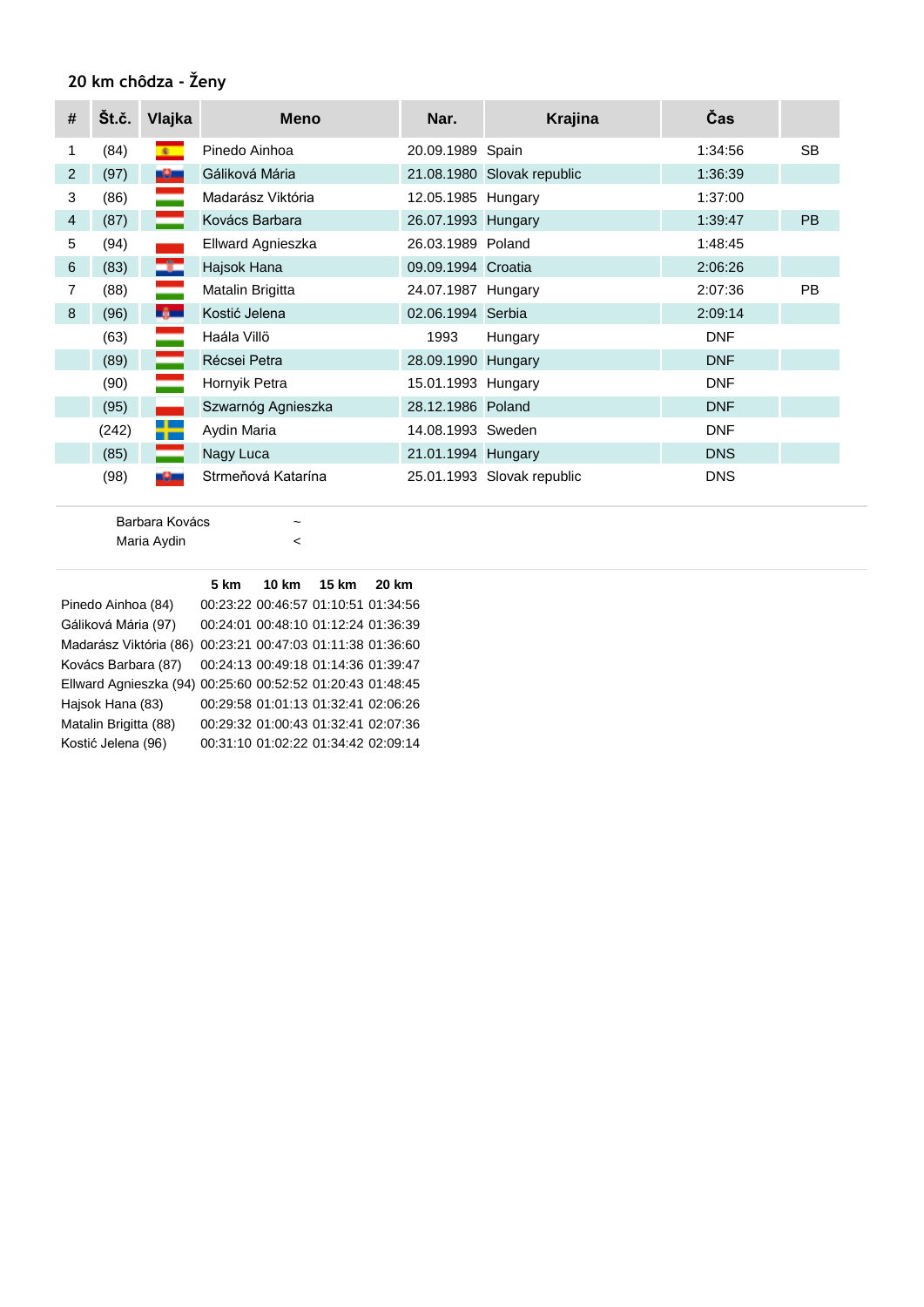## 20 km chôdza - Ženy

| # | Št.č. | Vlajka | Meno | Nar. | Krajina | Čas | |
|---|---|---|---|---|---|---|---|
| 1 | (84) | | Pinedo Ainhoa | 20.09.1989 | Spain | 1:34:56 | SB |
| 2 | (97) | | Gáliková Mária | 21.08.1980 | Slovak republic | 1:36:39 | |
| 3 | (86) | | Madarász Viktória | 12.05.1985 | Hungary | 1:37:00 | |
| 4 | (87) | | Kovács Barbara | 26.07.1993 | Hungary | 1:39:47 | PB |
| 5 | (94) | | Ellward Agnieszka | 26.03.1989 | Poland | 1:48:45 | |
| 6 | (83) | | Hajsok Hana | 09.09.1994 | Croatia | 2:06:26 | |
| 7 | (88) | | Matalin Brigitta | 24.07.1987 | Hungary | 2:07:36 | PB |
| 8 | (96) | | Kostić Jelena | 02.06.1994 | Serbia | 2:09:14 | |
| | (63) | | Haála Villő | 1993 | Hungary | DNF | |
| | (89) | | Récsei Petra | 28.09.1990 | Hungary | DNF | |
| | (90) | | Hornyik Petra | 15.01.1993 | Hungary | DNF | |
| | (95) | | Szwarnóg Agnieszka | 28.12.1986 | Poland | DNF | |
| | (242) | | Aydin Maria | 14.08.1993 | Sweden | DNF | |
| | (85) | | Nagy Luca | 21.01.1994 | Hungary | DNS | |
| | (98) | | Strmeňová Katarína | 25.01.1993 | Slovak republic | DNS | |

Barbara Kovács ~
Maria Aydin <

| | 5 km | 10 km | 15 km | 20 km |
|---|---|---|---|---|
| Pinedo Ainhoa (84) | 00:23:22 | 00:46:57 | 01:10:51 | 01:34:56 |
| Gáliková Mária (97) | 00:24:01 | 00:48:10 | 01:12:24 | 01:36:39 |
| Madarász Viktória (86) | 00:23:21 | 00:47:03 | 01:11:38 | 01:36:60 |
| Kovács Barbara (87) | 00:24:13 | 00:49:18 | 01:14:36 | 01:39:47 |
| Ellward Agnieszka (94) | 00:25:60 | 00:52:52 | 01:20:43 | 01:48:45 |
| Hajsok Hana (83) | 00:29:58 | 01:01:13 | 01:32:41 | 02:06:26 |
| Matalin Brigitta (88) | 00:29:32 | 01:00:43 | 01:32:41 | 02:07:36 |
| Kostić Jelena (96) | 00:31:10 | 01:02:22 | 01:34:42 | 02:09:14 |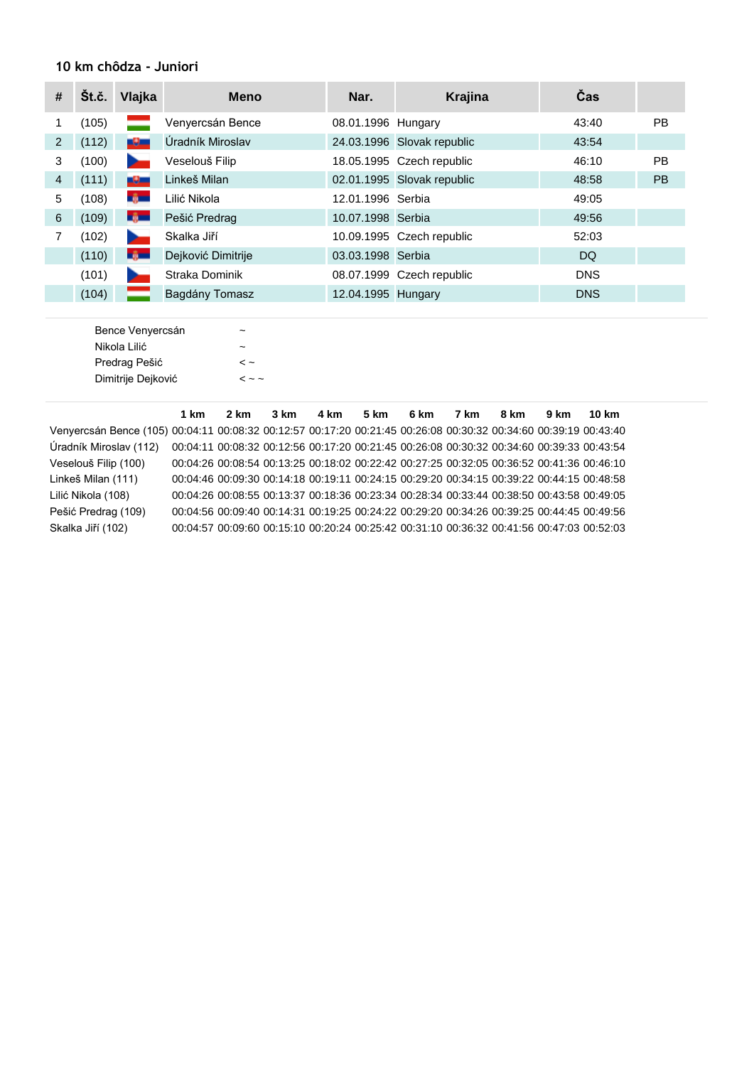### 10 km chôdza - Juniori

| # | Št.č. | Vlajka | Meno | Nar. | Krajina | Čas | |
|---|---|---|---|---|---|---|---|
| 1 | (105) | | Venyercsán Bence | 08.01.1996 | Hungary | 43:40 | PB |
| 2 | (112) | | Úradník Miroslav | 24.03.1996 | Slovak republic | 43:54 | |
| 3 | (100) | | Veselouš Filip | 18.05.1995 | Czech republic | 46:10 | PB |
| 4 | (111) | | Linkeš Milan | 02.01.1995 | Slovak republic | 48:58 | PB |
| 5 | (108) | | Lilić Nikola | 12.01.1996 | Serbia | 49:05 | |
| 6 | (109) | | Pešić Predrag | 10.07.1998 | Serbia | 49:56 | |
| 7 | (102) | | Skalka Jiří | 10.09.1995 | Czech republic | 52:03 | |
| | (110) | | Dejković Dimitrije | 03.03.1998 | Serbia | DQ | |
| | (101) | | Straka Dominik | 08.07.1999 | Czech republic | DNS | |
| | (104) | | Bagdány Tomasz | 12.04.1995 | Hungary | DNS | |

| | |
|---|---|
| Bence Venyercsán | ~ |
| Nikola Lilić | ~ |
| Predrag Pešić | < ~ |
| Dimitrije Dejković | < ~ ~ |

| | 1 km | 2 km | 3 km | 4 km | 5 km | 6 km | 7 km | 8 km | 9 km | 10 km |
|---|---|---|---|---|---|---|---|---|---|---|
| Venyercsán Bence (105) | 00:04:11 | 00:08:32 | 00:12:57 | 00:17:20 | 00:21:45 | 00:26:08 | 00:30:32 | 00:34:60 | 00:39:19 | 00:43:40 |
| Úradník Miroslav (112) | 00:04:11 | 00:08:32 | 00:12:56 | 00:17:20 | 00:21:45 | 00:26:08 | 00:30:32 | 00:34:60 | 00:39:33 | 00:43:54 |
| Veselouš Filip (100) | 00:04:26 | 00:08:54 | 00:13:25 | 00:18:02 | 00:22:42 | 00:27:25 | 00:32:05 | 00:36:52 | 00:41:36 | 00:46:10 |
| Linkeš Milan (111) | 00:04:46 | 00:09:30 | 00:14:18 | 00:19:11 | 00:24:15 | 00:29:20 | 00:34:15 | 00:39:22 | 00:44:15 | 00:48:58 |
| Lilić Nikola (108) | 00:04:26 | 00:08:55 | 00:13:37 | 00:18:36 | 00:23:34 | 00:28:34 | 00:33:44 | 00:38:50 | 00:43:58 | 00:49:05 |
| Pešić Predrag (109) | 00:04:56 | 00:09:40 | 00:14:31 | 00:19:25 | 00:24:22 | 00:29:20 | 00:34:26 | 00:39:25 | 00:44:45 | 00:49:56 |
| Skalka Jiří (102) | 00:04:57 | 00:09:60 | 00:15:10 | 00:20:24 | 00:25:42 | 00:31:10 | 00:36:32 | 00:41:56 | 00:47:03 | 00:52:03 |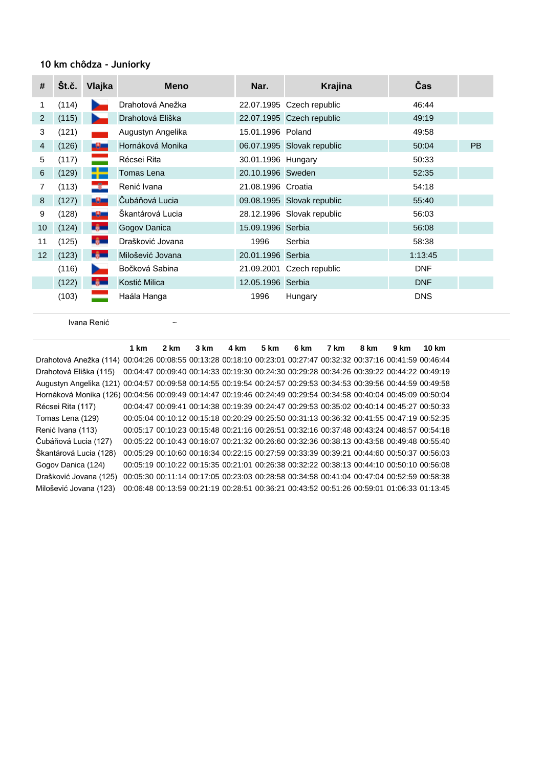## 10 km chôdza - Juniorky

| # | Št.č. | Vlajka | Meno | Nar. | Krajina | Čas | |
|---|---|---|---|---|---|---|---|
| 1 | (114) | | Drahotová Anežka | 22.07.1995 | Czech republic | 46:44 | |
| 2 | (115) | | Drahotová Eliška | 22.07.1995 | Czech republic | 49:19 | |
| 3 | (121) | | Augustyn Angelika | 15.01.1996 | Poland | 49:58 | |
| 4 | (126) | | Hornáková Monika | 06.07.1995 | Slovak republic | 50:04 | PB |
| 5 | (117) | | Récsei Rita | 30.01.1996 | Hungary | 50:33 | |
| 6 | (129) | | Tomas Lena | 20.10.1996 | Sweden | 52:35 | |
| 7 | (113) | | Renić Ivana | 21.08.1996 | Croatia | 54:18 | |
| 8 | (127) | | Čubáňová Lucia | 09.08.1995 | Slovak republic | 55:40 | |
| 9 | (128) | | Škantárová Lucia | 28.12.1996 | Slovak republic | 56:03 | |
| 10 | (124) | | Gogov Danica | 15.09.1996 | Serbia | 56:08 | |
| 11 | (125) | | Drašković Jovana | 1996 | Serbia | 58:38 | |
| 12 | (123) | | Milošević Jovana | 20.01.1996 | Serbia | 1:13:45 | |
| | (116) | | Bočková Sabina | 21.09.2001 | Czech republic | DNF | |
| | (122) | | Kostić Milica | 12.05.1996 | Serbia | DNF | |
| | (103) | | Haála Hanga | 1996 | Hungary | DNS | |

Ivana Renić ~

| | 1 km | 2 km | 3 km | 4 km | 5 km | 6 km | 7 km | 8 km | 9 km | 10 km |
|---|---|---|---|---|---|---|---|---|---|---|
| Drahotová Anežka (114) | 00:04:26 | 00:08:55 | 00:13:28 | 00:18:10 | 00:23:01 | 00:27:47 | 00:32:32 | 00:37:16 | 00:41:59 | 00:46:44 |
| Drahotová Eliška (115) | 00:04:47 | 00:09:40 | 00:14:33 | 00:19:30 | 00:24:30 | 00:29:28 | 00:34:26 | 00:39:22 | 00:44:22 | 00:49:19 |
| Augustyn Angelika (121) | 00:04:57 | 00:09:58 | 00:14:55 | 00:19:54 | 00:24:57 | 00:29:53 | 00:34:53 | 00:39:56 | 00:44:59 | 00:49:58 |
| Hornáková Monika (126) | 00:04:56 | 00:09:49 | 00:14:47 | 00:19:46 | 00:24:49 | 00:29:54 | 00:34:58 | 00:40:04 | 00:45:09 | 00:50:04 |
| Récsei Rita (117) | 00:04:47 | 00:09:41 | 00:14:38 | 00:19:39 | 00:24:47 | 00:29:53 | 00:35:02 | 00:40:14 | 00:45:27 | 00:50:33 |
| Tomas Lena (129) | 00:05:04 | 00:10:12 | 00:15:18 | 00:20:29 | 00:25:50 | 00:31:13 | 00:36:32 | 00:41:55 | 00:47:19 | 00:52:35 |
| Renić Ivana (113) | 00:05:17 | 00:10:23 | 00:15:48 | 00:21:16 | 00:26:51 | 00:32:16 | 00:37:48 | 00:43:24 | 00:48:57 | 00:54:18 |
| Čubáňová Lucia (127) | 00:05:22 | 00:10:43 | 00:16:07 | 00:21:32 | 00:26:60 | 00:32:36 | 00:38:13 | 00:43:58 | 00:49:48 | 00:55:40 |
| Škantárová Lucia (128) | 00:05:29 | 00:10:60 | 00:16:34 | 00:22:15 | 00:27:59 | 00:33:39 | 00:39:21 | 00:44:60 | 00:50:37 | 00:56:03 |
| Gogov Danica (124) | 00:05:19 | 00:10:22 | 00:15:35 | 00:21:01 | 00:26:38 | 00:32:22 | 00:38:13 | 00:44:10 | 00:50:10 | 00:56:08 |
| Drašković Jovana (125) | 00:05:30 | 00:11:14 | 00:17:05 | 00:23:03 | 00:28:58 | 00:34:58 | 00:41:04 | 00:47:04 | 00:52:59 | 00:58:38 |
| Milošević Jovana (123) | 00:06:48 | 00:13:59 | 00:21:19 | 00:28:51 | 00:36:21 | 00:43:52 | 00:51:26 | 00:59:01 | 01:06:33 | 01:13:45 |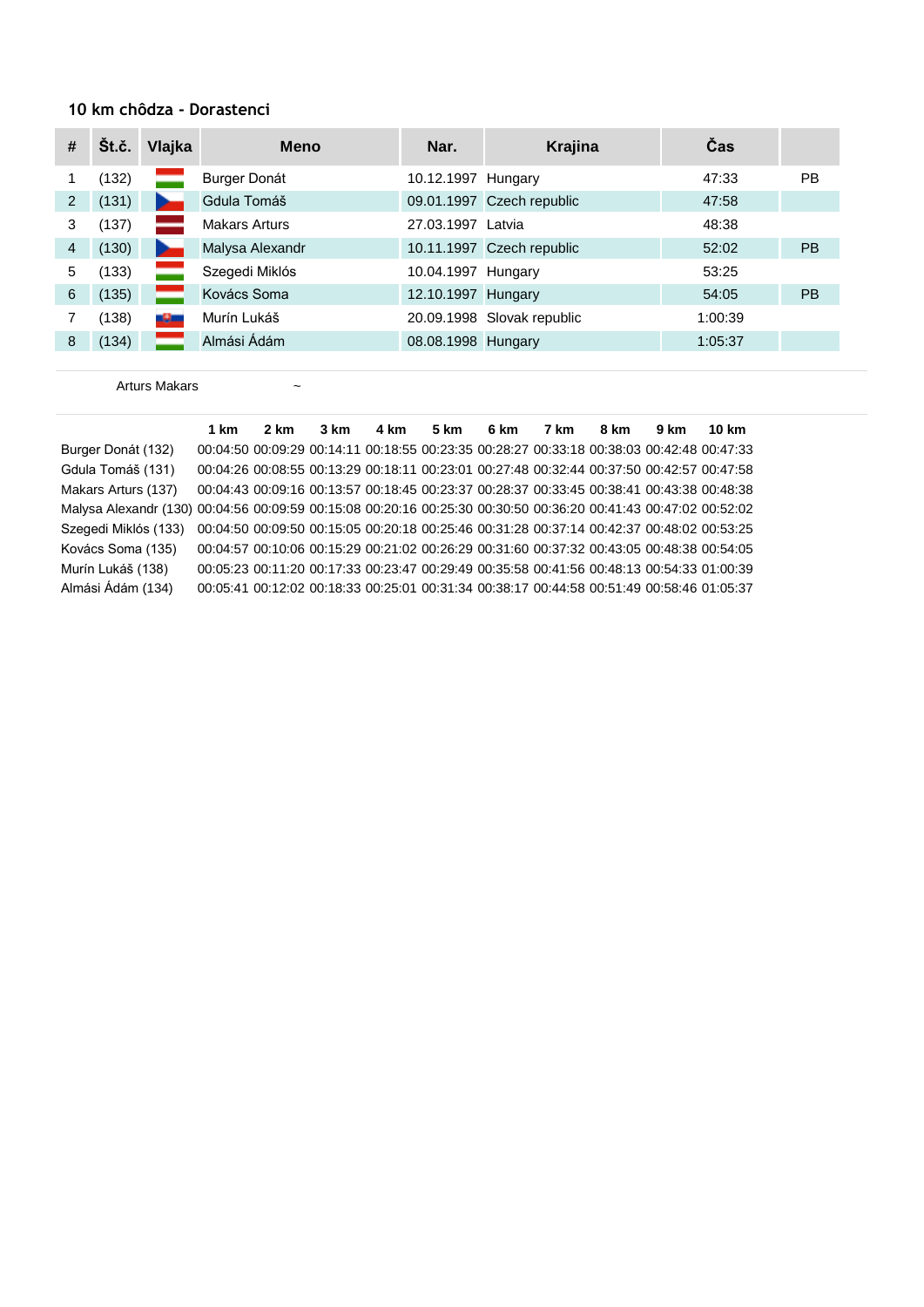## 10 km chôdza - Dorastenci

| # | Št.č. | Vlajka | Meno | Nar. | Krajina | Čas | |
|---|---|---|---|---|---|---|---|
| 1 | (132) | | Burger Donát | 10.12.1997 | Hungary | 47:33 | PB |
| 2 | (131) | | Gdula Tomáš | 09.01.1997 | Czech republic | 47:58 | |
| 3 | (137) | | Makars Arturs | 27.03.1997 | Latvia | 48:38 | |
| 4 | (130) | | Malysa Alexandr | 10.11.1997 | Czech republic | 52:02 | PB |
| 5 | (133) | | Szegedi Miklós | 10.04.1997 | Hungary | 53:25 | |
| 6 | (135) | | Kovács Soma | 12.10.1997 | Hungary | 54:05 | PB |
| 7 | (138) | | Murín Lukáš | 20.09.1998 | Slovak republic | 1:00:39 | |
| 8 | (134) | | Almási Ádám | 08.08.1998 | Hungary | 1:05:37 | |

Arturs Makars ~

| | 1 km | 2 km | 3 km | 4 km | 5 km | 6 km | 7 km | 8 km | 9 km | 10 km |
|---|---|---|---|---|---|---|---|---|---|---|
| Burger Donát (132) | 00:04:50 | 00:09:29 | 00:14:11 | 00:18:55 | 00:23:35 | 00:28:27 | 00:33:18 | 00:38:03 | 00:42:48 | 00:47:33 |
| Gdula Tomáš (131) | 00:04:26 | 00:08:55 | 00:13:29 | 00:18:11 | 00:23:01 | 00:27:48 | 00:32:44 | 00:37:50 | 00:42:57 | 00:47:58 |
| Makars Arturs (137) | 00:04:43 | 00:09:16 | 00:13:57 | 00:18:45 | 00:23:37 | 00:28:37 | 00:33:45 | 00:38:41 | 00:43:38 | 00:48:38 |
| Malysa Alexandr (130) | 00:04:56 | 00:09:59 | 00:15:08 | 00:20:16 | 00:25:30 | 00:30:50 | 00:36:20 | 00:41:43 | 00:47:02 | 00:52:02 |
| Szegedi Miklós (133) | 00:04:50 | 00:09:50 | 00:15:05 | 00:20:18 | 00:25:46 | 00:31:28 | 00:37:14 | 00:42:37 | 00:48:02 | 00:53:25 |
| Kovács Soma (135) | 00:04:57 | 00:10:06 | 00:15:29 | 00:21:02 | 00:26:29 | 00:31:60 | 00:37:32 | 00:43:05 | 00:48:38 | 00:54:05 |
| Murín Lukáš (138) | 00:05:23 | 00:11:20 | 00:17:33 | 00:23:47 | 00:29:49 | 00:35:58 | 00:41:56 | 00:48:13 | 00:54:33 | 01:00:39 |
| Almási Ádám (134) | 00:05:41 | 00:12:02 | 00:18:33 | 00:25:01 | 00:31:34 | 00:38:17 | 00:44:58 | 00:51:49 | 00:58:46 | 01:05:37 |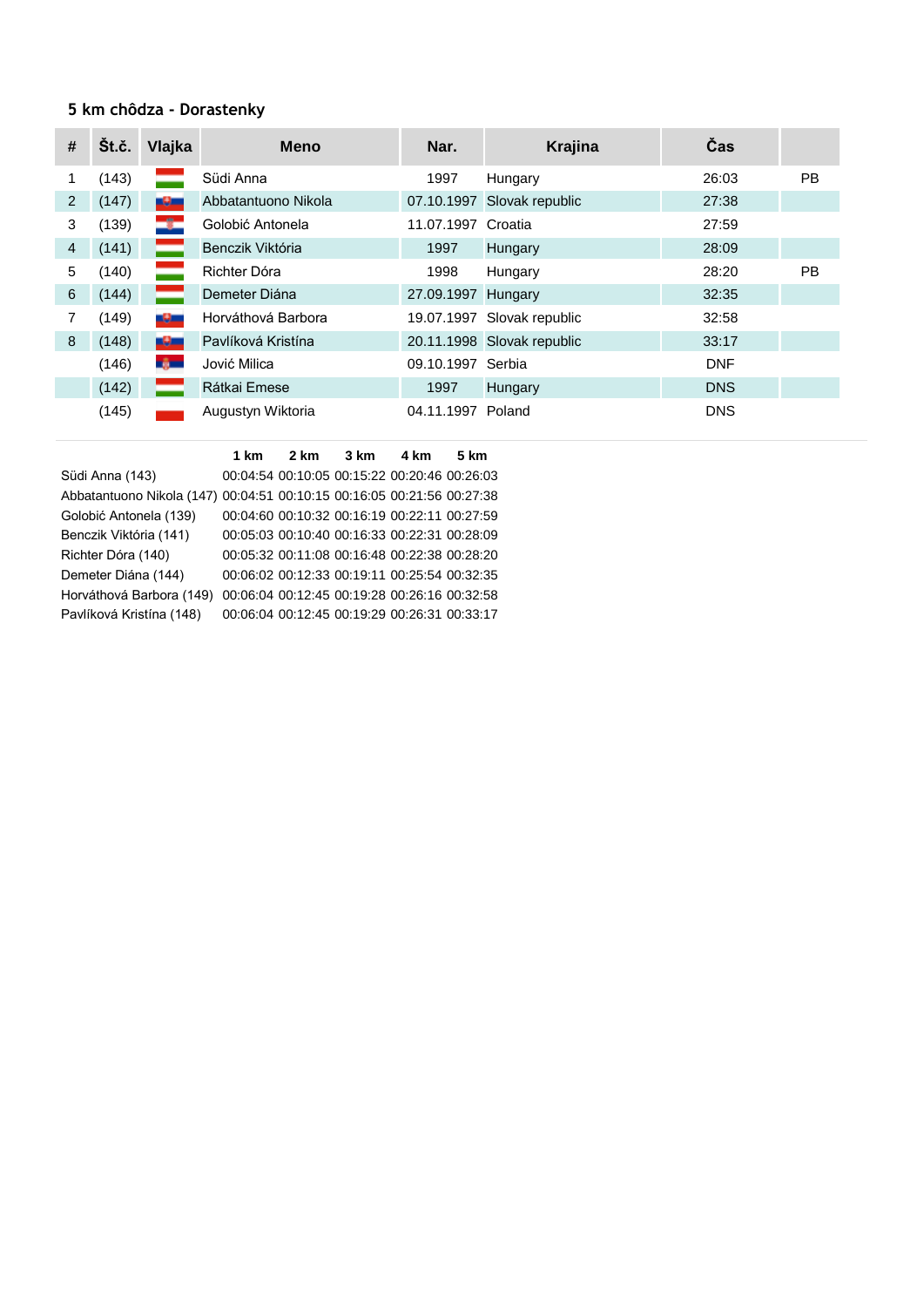## 5 km chôdza - Dorastenky

| # | Št.č. | Vlajka | Meno | Nar. | Krajina | Čas | |
|---|---|---|---|---|---|---|---|
| 1 | (143) | | Südi Anna | 1997 | Hungary | 26:03 | PB |
| 2 | (147) | | Abbatantuono Nikola | 07.10.1997 | Slovak republic | 27:38 | |
| 3 | (139) | | Golobić Antonela | 11.07.1997 | Croatia | 27:59 | |
| 4 | (141) | | Benczik Viktória | 1997 | Hungary | 28:09 | |
| 5 | (140) | | Richter Dóra | 1998 | Hungary | 28:20 | PB |
| 6 | (144) | | Demeter Diána | 27.09.1997 | Hungary | 32:35 | |
| 7 | (149) | | Horváthová Barbora | 19.07.1997 | Slovak republic | 32:58 | |
| 8 | (148) | | Pavlíková Kristína | 20.11.1998 | Slovak republic | 33:17 | |
| | (146) | | Jović Milica | 09.10.1997 | Serbia | DNF | |
| | (142) | | Rátkai Emese | 1997 | Hungary | DNS | |
| | (145) | | Augustyn Wiktoria | 04.11.1997 | Poland | DNS | |

| | 1 km | 2 km | 3 km | 4 km | 5 km |
|---|---|---|---|---|---|
| Südi Anna (143) | 00:04:54 | 00:10:05 | 00:15:22 | 00:20:46 | 00:26:03 |
| Abbatantuono Nikola (147) | 00:04:51 | 00:10:15 | 00:16:05 | 00:21:56 | 00:27:38 |
| Golobić Antonela (139) | 00:04:60 | 00:10:32 | 00:16:19 | 00:22:11 | 00:27:59 |
| Benczik Viktória (141) | 00:05:03 | 00:10:40 | 00:16:33 | 00:22:31 | 00:28:09 |
| Richter Dóra (140) | 00:05:32 | 00:11:08 | 00:16:48 | 00:22:38 | 00:28:20 |
| Demeter Diána (144) | 00:06:02 | 00:12:33 | 00:19:11 | 00:25:54 | 00:32:35 |
| Horváthová Barbora (149) | 00:06:04 | 00:12:45 | 00:19:28 | 00:26:16 | 00:32:58 |
| Pavlíková Kristína (148) | 00:06:04 | 00:12:45 | 00:19:29 | 00:26:31 | 00:33:17 |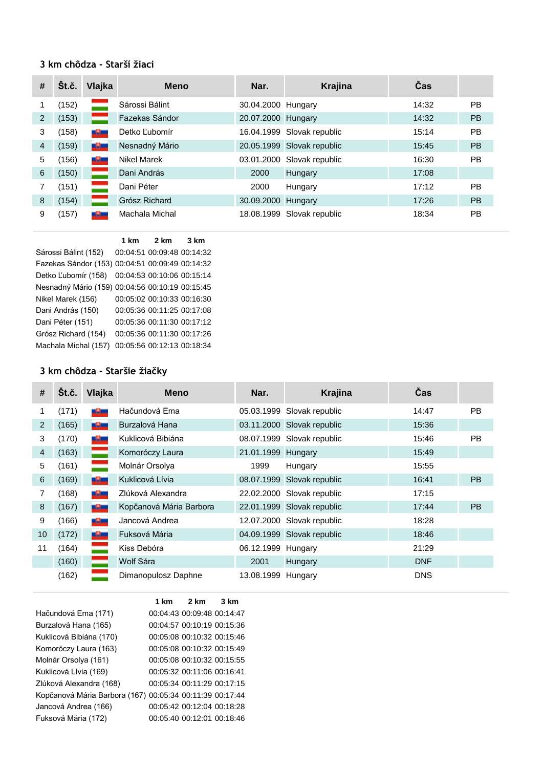### 3 km chôdza - Starší žiaci

| # | Št.č. | Vlajka | Meno | Nar. | Krajina | Čas | |
|---|---|---|---|---|---|---|---|
| 1 | (152) | | Sárossi Bálint | 30.04.2000 | Hungary | 14:32 | PB |
| 2 | (153) | | Fazekas Sándor | 20.07.2000 | Hungary | 14:32 | PB |
| 3 | (158) | | Detko Ľubomír | 16.04.1999 | Slovak republic | 15:14 | PB |
| 4 | (159) | | Nesnadný Mário | 20.05.1999 | Slovak republic | 15:45 | PB |
| 5 | (156) | | Nikel Marek | 03.01.2000 | Slovak republic | 16:30 | PB |
| 6 | (150) | | Dani András | 2000 | Hungary | 17:08 | |
| 7 | (151) | | Dani Péter | 2000 | Hungary | 17:12 | PB |
| 8 | (154) | | Grósz Richard | 30.09.2000 | Hungary | 17:26 | PB |
| 9 | (157) | | Machala Michal | 18.08.1999 | Slovak republic | 18:34 | PB |

| | 1 km | 2 km | 3 km |
|---|---|---|---|
| Sárossi Bálint (152) | 00:04:51 | 00:09:48 | 00:14:32 |
| Fazekas Sándor (153) | 00:04:51 | 00:09:49 | 00:14:32 |
| Detko Ľubomír (158) | 00:04:53 | 00:10:06 | 00:15:14 |
| Nesnadný Mário (159) | 00:04:56 | 00:10:19 | 00:15:45 |
| Nikel Marek (156) | 00:05:02 | 00:10:33 | 00:16:30 |
| Dani András (150) | 00:05:36 | 00:11:25 | 00:17:08 |
| Dani Péter (151) | 00:05:36 | 00:11:30 | 00:17:12 |
| Grósz Richard (154) | 00:05:36 | 00:11:30 | 00:17:26 |
| Machala Michal (157) | 00:05:56 | 00:12:13 | 00:18:34 |

### 3 km chôdza - Staršie žiačky

| # | Št.č. | Vlajka | Meno | Nar. | Krajina | Čas | |
|---|---|---|---|---|---|---|---|
| 1 | (171) | | Hačundová Ema | 05.03.1999 | Slovak republic | 14:47 | PB |
| 2 | (165) | | Burzalová Hana | 03.11.2000 | Slovak republic | 15:36 | |
| 3 | (170) | | Kuklicová Bibiána | 08.07.1999 | Slovak republic | 15:46 | PB |
| 4 | (163) | | Komoróczy Laura | 21.01.1999 | Hungary | 15:49 | |
| 5 | (161) | | Molnár Orsolya | 1999 | Hungary | 15:55 | |
| 6 | (169) | | Kuklicová Lívia | 08.07.1999 | Slovak republic | 16:41 | PB |
| 7 | (168) | | Zlúková Alexandra | 22.02.2000 | Slovak republic | 17:15 | |
| 8 | (167) | | Kopčanová Mária Barbora | 22.01.1999 | Slovak republic | 17:44 | PB |
| 9 | (166) | | Jancová Andrea | 12.07.2000 | Slovak republic | 18:28 | |
| 10 | (172) | | Fuksová Mária | 04.09.1999 | Slovak republic | 18:46 | |
| 11 | (164) | | Kiss Debóra | 06.12.1999 | Hungary | 21:29 | |
| | (160) | | Wolf Sára | 2001 | Hungary | DNF | |
| | (162) | | Dimanopulosz Daphne | 13.08.1999 | Hungary | DNS | |

| | 1 km | 2 km | 3 km |
|---|---|---|---|
| Hačundová Ema (171) | 00:04:43 | 00:09:48 | 00:14:47 |
| Burzalová Hana (165) | 00:04:57 | 00:10:19 | 00:15:36 |
| Kuklicová Bibiána (170) | 00:05:08 | 00:10:32 | 00:15:46 |
| Komoróczy Laura (163) | 00:05:08 | 00:10:32 | 00:15:49 |
| Molnár Orsolya (161) | 00:05:08 | 00:10:32 | 00:15:55 |
| Kuklicová Lívia (169) | 00:05:32 | 00:11:06 | 00:16:41 |
| Zlúková Alexandra (168) | 00:05:34 | 00:11:29 | 00:17:15 |
| Kopčanová Mária Barbora (167) | 00:05:34 | 00:11:39 | 00:17:44 |
| Jancová Andrea (166) | 00:05:42 | 00:12:04 | 00:18:28 |
| Fuksová Mária (172) | 00:05:40 | 00:12:01 | 00:18:46 |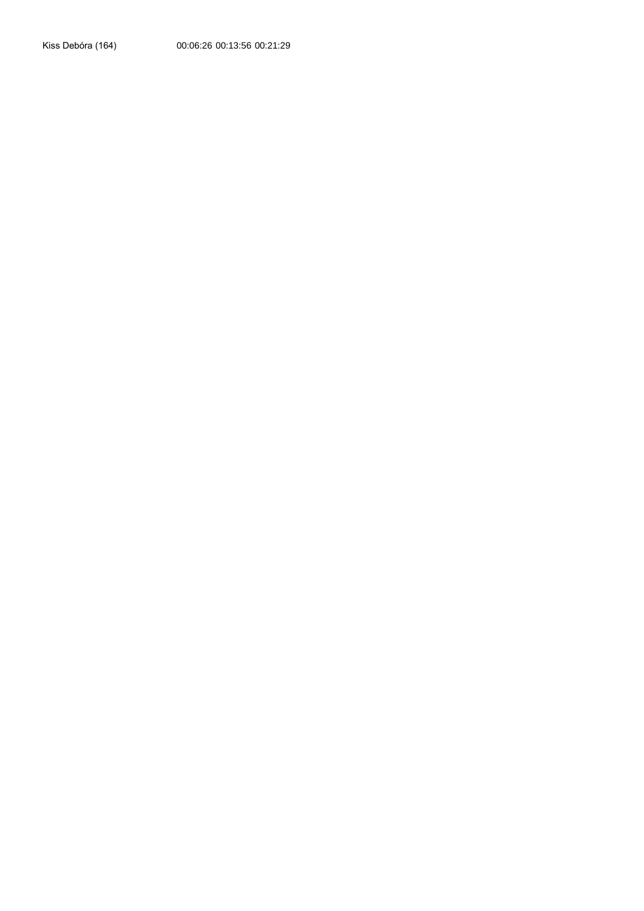| | | | |
|---|---|---|---|
| Kiss Debóra (164) | 00:06:26 | 00:13:56 | 00:21:29 |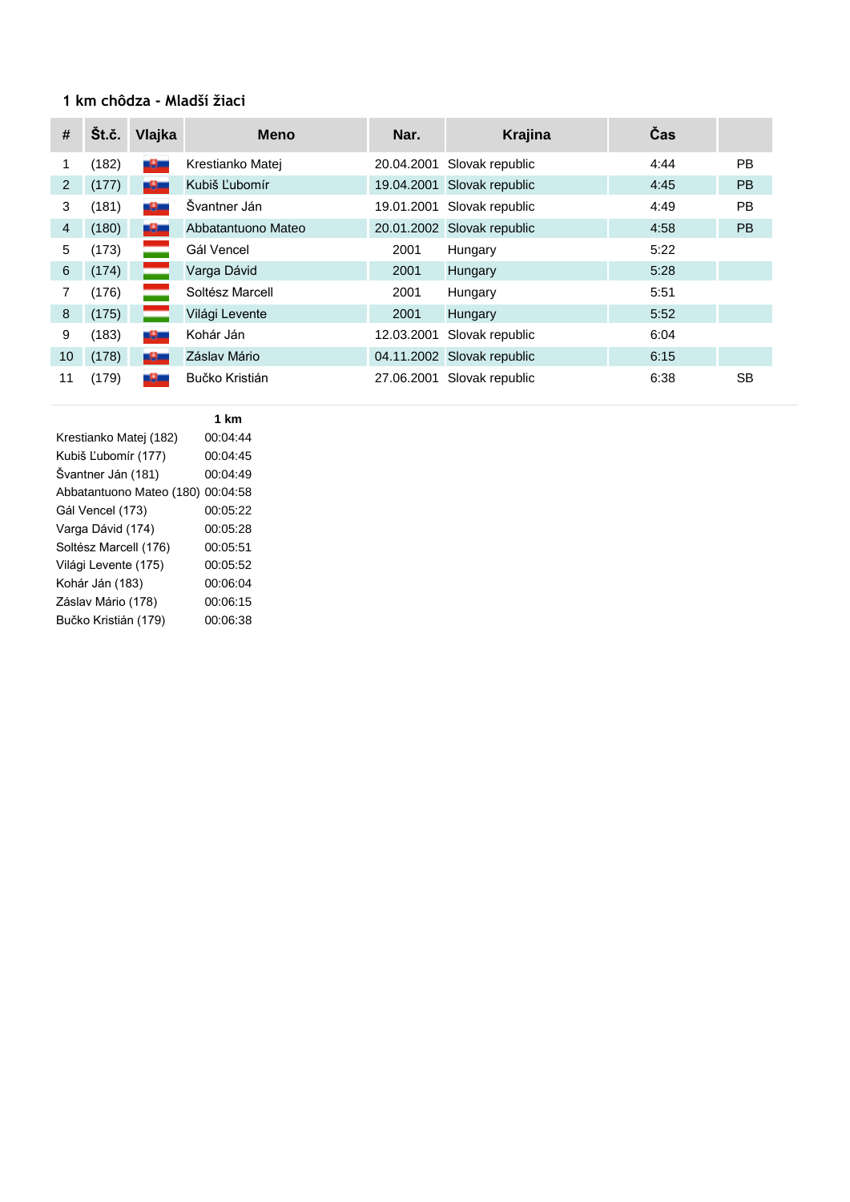### 1 km chôdza - Mladší žiaci

| # | Št.č. | Vlajka | Meno | Nar. | Krajina | Čas | |
|---|---|---|---|---|---|---|---|
| 1 | (182) | | Krestianko Matej | 20.04.2001 | Slovak republic | 4:44 | PB |
| 2 | (177) | | Kubiš Ľubomír | 19.04.2001 | Slovak republic | 4:45 | PB |
| 3 | (181) | | Švantner Ján | 19.01.2001 | Slovak republic | 4:49 | PB |
| 4 | (180) | | Abbatantuono Mateo | 20.01.2002 | Slovak republic | 4:58 | PB |
| 5 | (173) | | Gál Vencel | 2001 | Hungary | 5:22 | |
| 6 | (174) | | Varga Dávid | 2001 | Hungary | 5:28 | |
| 7 | (176) | | Soltész Marcell | 2001 | Hungary | 5:51 | |
| 8 | (175) | | Világi Levente | 2001 | Hungary | 5:52 | |
| 9 | (183) | | Kohár Ján | 12.03.2001 | Slovak republic | 6:04 | |
| 10 | (178) | | Záslav Mário | 04.11.2002 | Slovak republic | 6:15 | |
| 11 | (179) | | Bučko Kristián | 27.06.2001 | Slovak republic | 6:38 | SB |

| | 1 km |
|---|---|
| Krestianko Matej (182) | 00:04:44 |
| Kubiš Ľubomír (177) | 00:04:45 |
| Švantner Ján (181) | 00:04:49 |
| Abbatantuono Mateo (180) | 00:04:58 |
| Gál Vencel (173) | 00:05:22 |
| Varga Dávid (174) | 00:05:28 |
| Soltész Marcell (176) | 00:05:51 |
| Világi Levente (175) | 00:05:52 |
| Kohár Ján (183) | 00:06:04 |
| Záslav Mário (178) | 00:06:15 |
| Bučko Kristián (179) | 00:06:38 |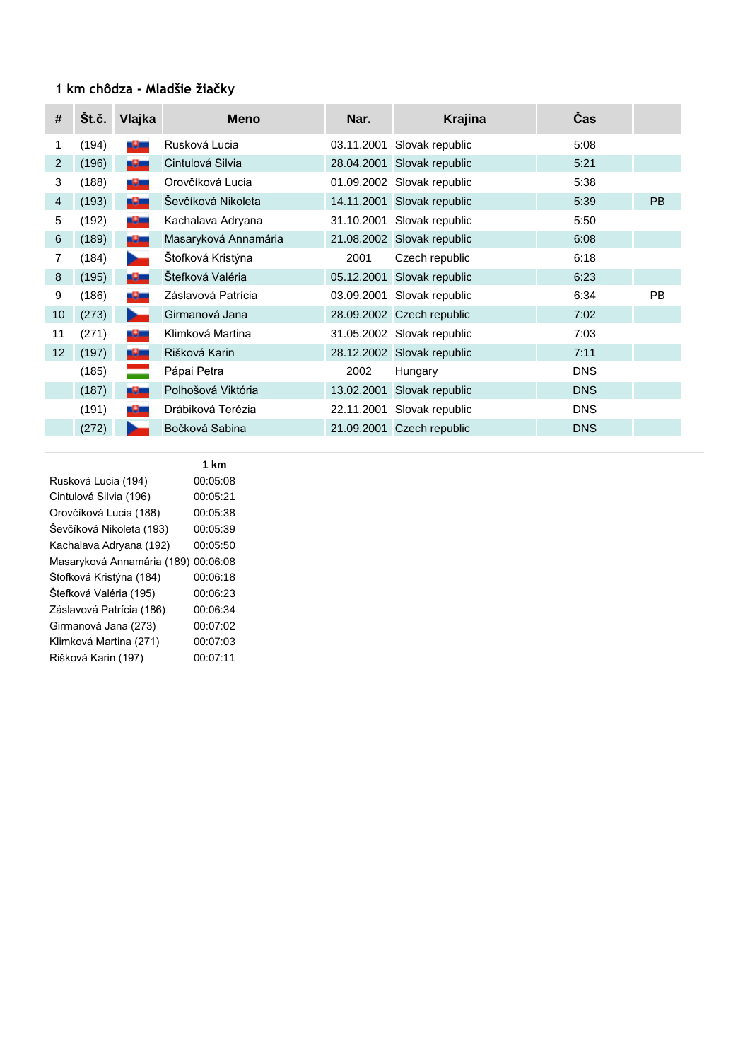## 1 km chôdza - Mladšie žiačky

| # | Št.č. | Vlajka | Meno | Nar. | Krajina | Čas | |
|---|---|---|---|---|---|---|---|
| 1 | (194) | | Rusková Lucia | 03.11.2001 | Slovak republic | 5:08 | |
| 2 | (196) | | Cintulová Silvia | 28.04.2001 | Slovak republic | 5:21 | |
| 3 | (188) | | Orovčíková Lucia | 01.09.2002 | Slovak republic | 5:38 | |
| 4 | (193) | | Ševčíková Nikoleta | 14.11.2001 | Slovak republic | 5:39 | PB |
| 5 | (192) | | Kachalava Adryana | 31.10.2001 | Slovak republic | 5:50 | |
| 6 | (189) | | Masaryková Annamária | 21.08.2002 | Slovak republic | 6:08 | |
| 7 | (184) | | Štofková Kristýna | 2001 | Czech republic | 6:18 | |
| 8 | (195) | | Štefková Valéria | 05.12.2001 | Slovak republic | 6:23 | |
| 9 | (186) | | Záslavová Patrícia | 03.09.2001 | Slovak republic | 6:34 | PB |
| 10 | (273) | | Girmanová Jana | 28.09.2002 | Czech republic | 7:02 | |
| 11 | (271) | | Klimková Martina | 31.05.2002 | Slovak republic | 7:03 | |
| 12 | (197) | | Rišková Karin | 28.12.2002 | Slovak republic | 7:11 | |
| | (185) | | Pápai Petra | 2002 | Hungary | DNS | |
| | (187) | | Polhošová Viktória | 13.02.2001 | Slovak republic | DNS | |
| | (191) | | Drábiková Terézia | 22.11.2001 | Slovak republic | DNS | |
| | (272) | | Bočková Sabina | 21.09.2001 | Czech republic | DNS | |

| | 1 km |
|---|---|
| Rusková Lucia (194) | 00:05:08 |
| Cintulová Silvia (196) | 00:05:21 |
| Orovčíková Lucia (188) | 00:05:38 |
| Ševčíková Nikoleta (193) | 00:05:39 |
| Kachalava Adryana (192) | 00:05:50 |
| Masaryková Annamária (189) | 00:06:08 |
| Štofková Kristýna (184) | 00:06:18 |
| Štefková Valéria (195) | 00:06:23 |
| Záslavová Patrícia (186) | 00:06:34 |
| Girmanová Jana (273) | 00:07:02 |
| Klimková Martina (271) | 00:07:03 |
| Rišková Karin (197) | 00:07:11 |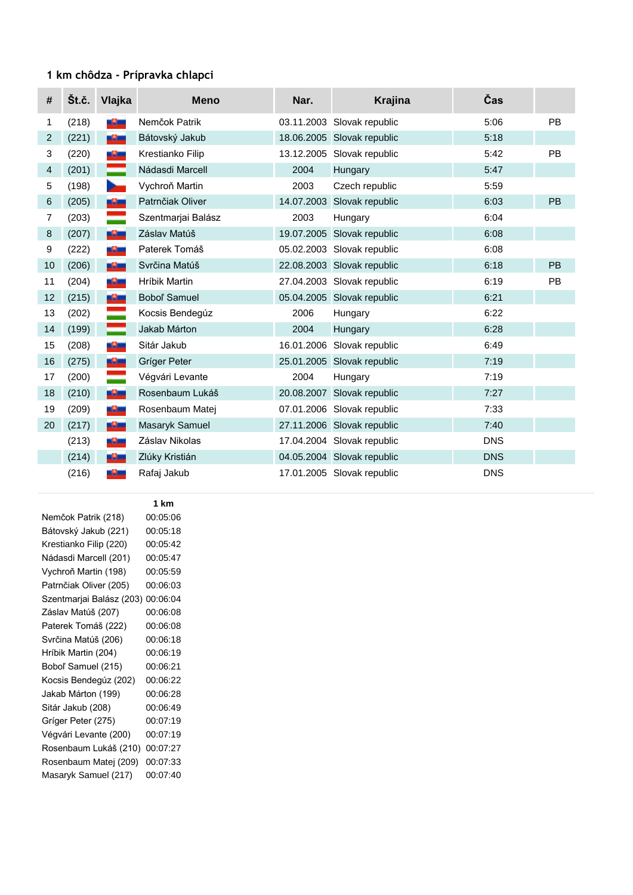### 1 km chôdza - Prípravka chlapci

| # | Št.č. | Vlajka | Meno | Nar. | Krajina | Čas | |
|---|---|---|---|---|---|---|---|
| 1 | (218) | | Nemčok Patrik | 03.11.2003 | Slovak republic | 5:06 | PB |
| 2 | (221) | | Bátovský Jakub | 18.06.2005 | Slovak republic | 5:18 | |
| 3 | (220) | | Krestianko Filip | 13.12.2005 | Slovak republic | 5:42 | PB |
| 4 | (201) | | Nádasdi Marcell | 2004 | Hungary | 5:47 | |
| 5 | (198) | | Vychroň Martin | 2003 | Czech republic | 5:59 | |
| 6 | (205) | | Patrnčiak Oliver | 14.07.2003 | Slovak republic | 6:03 | PB |
| 7 | (203) | | Szentmarjai Balász | 2003 | Hungary | 6:04 | |
| 8 | (207) | | Záslav Matúš | 19.07.2005 | Slovak republic | 6:08 | |
| 9 | (222) | | Paterek Tomáš | 05.02.2003 | Slovak republic | 6:08 | |
| 10 | (206) | | Svrčina Matúš | 22.08.2003 | Slovak republic | 6:18 | PB |
| 11 | (204) | | Hríbik Martin | 27.04.2003 | Slovak republic | 6:19 | PB |
| 12 | (215) | | Boboľ Samuel | 05.04.2005 | Slovak republic | 6:21 | |
| 13 | (202) | | Kocsis Bendegúz | 2006 | Hungary | 6:22 | |
| 14 | (199) | | Jakab Márton | 2004 | Hungary | 6:28 | |
| 15 | (208) | | Sitár Jakub | 16.01.2006 | Slovak republic | 6:49 | |
| 16 | (275) | | Gríger Peter | 25.01.2005 | Slovak republic | 7:19 | |
| 17 | (200) | | Végvári Levante | 2004 | Hungary | 7:19 | |
| 18 | (210) | | Rosenbaum Lukáš | 20.08.2007 | Slovak republic | 7:27 | |
| 19 | (209) | | Rosenbaum Matej | 07.01.2006 | Slovak republic | 7:33 | |
| 20 | (217) | | Masaryk Samuel | 27.11.2006 | Slovak republic | 7:40 | |
| | (213) | | Záslav Nikolas | 17.04.2004 | Slovak republic | DNS | |
| | (214) | | Zlúky Kristián | 04.05.2004 | Slovak republic | DNS | |
| | (216) | | Rafaj Jakub | 17.01.2005 | Slovak republic | DNS | |

| | 1 km |
|---|---|
| Nemčok Patrik (218) | 00:05:06 |
| Bátovský Jakub (221) | 00:05:18 |
| Krestianko Filip (220) | 00:05:42 |
| Nádasdi Marcell (201) | 00:05:47 |
| Vychroň Martin (198) | 00:05:59 |
| Patrnčiak Oliver (205) | 00:06:03 |
| Szentmarjai Balász (203) | 00:06:04 |
| Záslav Matúš (207) | 00:06:08 |
| Paterek Tomáš (222) | 00:06:08 |
| Svrčina Matúš (206) | 00:06:18 |
| Hríbik Martin (204) | 00:06:19 |
| Boboľ Samuel (215) | 00:06:21 |
| Kocsis Bendegúz (202) | 00:06:22 |
| Jakab Márton (199) | 00:06:28 |
| Sitár Jakub (208) | 00:06:49 |
| Gríger Peter (275) | 00:07:19 |
| Végvári Levante (200) | 00:07:19 |
| Rosenbaum Lukáš (210) | 00:07:27 |
| Rosenbaum Matej (209) | 00:07:33 |
| Masaryk Samuel (217) | 00:07:40 |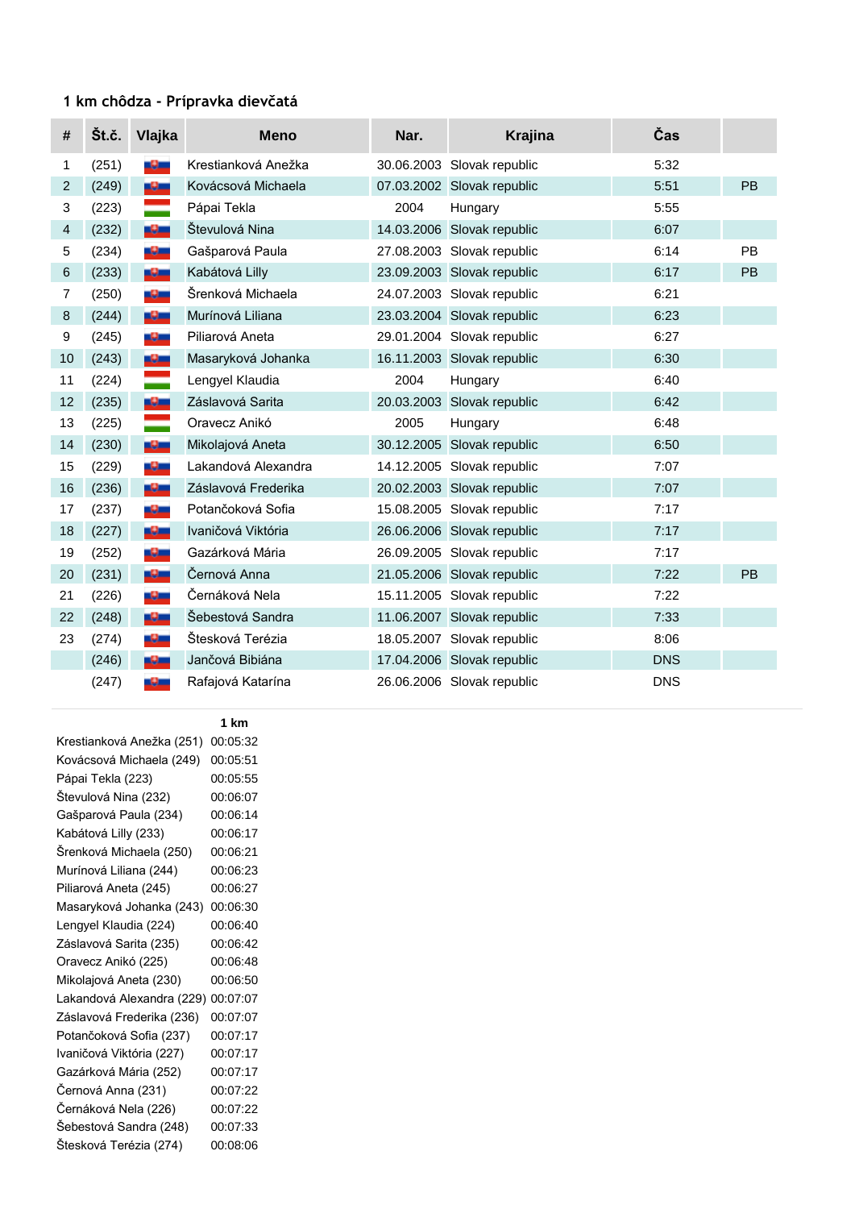### 1 km chôdza - Prípravka dievčatá

| # | Št.č. | Vlajka | Meno | Nar. | Krajina | Čas | |
|---|---|---|---|---|---|---|---|
| 1 | (251) | | Krestianková Anežka | 30.06.2003 | Slovak republic | 5:32 | |
| 2 | (249) | | Kovácsová Michaela | 07.03.2002 | Slovak republic | 5:51 | PB |
| 3 | (223) | | Pápai Tekla | 2004 | Hungary | 5:55 | |
| 4 | (232) | | Števulová Nina | 14.03.2006 | Slovak republic | 6:07 | |
| 5 | (234) | | Gašparová Paula | 27.08.2003 | Slovak republic | 6:14 | PB |
| 6 | (233) | | Kabátová Lilly | 23.09.2003 | Slovak republic | 6:17 | PB |
| 7 | (250) | | Šrenková Michaela | 24.07.2003 | Slovak republic | 6:21 | |
| 8 | (244) | | Murínová Liliana | 23.03.2004 | Slovak republic | 6:23 | |
| 9 | (245) | | Piliarová Aneta | 29.01.2004 | Slovak republic | 6:27 | |
| 10 | (243) | | Masaryková Johanka | 16.11.2003 | Slovak republic | 6:30 | |
| 11 | (224) | | Lengyel Klaudia | 2004 | Hungary | 6:40 | |
| 12 | (235) | | Záslavová Sarita | 20.03.2003 | Slovak republic | 6:42 | |
| 13 | (225) | | Oravecz Anikó | 2005 | Hungary | 6:48 | |
| 14 | (230) | | Mikolajová Aneta | 30.12.2005 | Slovak republic | 6:50 | |
| 15 | (229) | | Lakandová Alexandra | 14.12.2005 | Slovak republic | 7:07 | |
| 16 | (236) | | Záslavová Frederika | 20.02.2003 | Slovak republic | 7:07 | |
| 17 | (237) | | Potančoková Sofia | 15.08.2005 | Slovak republic | 7:17 | |
| 18 | (227) | | Ivaničová Viktória | 26.06.2006 | Slovak republic | 7:17 | |
| 19 | (252) | | Gazárková Mária | 26.09.2005 | Slovak republic | 7:17 | |
| 20 | (231) | | Černová Anna | 21.05.2006 | Slovak republic | 7:22 | PB |
| 21 | (226) | | Černáková Nela | 15.11.2005 | Slovak republic | 7:22 | |
| 22 | (248) | | Šebestová Sandra | 11.06.2007 | Slovak republic | 7:33 | |
| 23 | (274) | | Štesková Terézia | 18.05.2007 | Slovak republic | 8:06 | |
| | (246) | | Jančová Bibiána | 17.04.2006 | Slovak republic | DNS | |
| | (247) | | Rafajová Katarína | 26.06.2006 | Slovak republic | DNS | |

| | 1 km |
|---|---|
| Krestianková Anežka (251) | 00:05:32 |
| Kovácsová Michaela (249) | 00:05:51 |
| Pápai Tekla (223) | 00:05:55 |
| Števulová Nina (232) | 00:06:07 |
| Gašparová Paula (234) | 00:06:14 |
| Kabátová Lilly (233) | 00:06:17 |
| Šrenková Michaela (250) | 00:06:21 |
| Murínová Liliana (244) | 00:06:23 |
| Piliarová Aneta (245) | 00:06:27 |
| Masaryková Johanka (243) | 00:06:30 |
| Lengyel Klaudia (224) | 00:06:40 |
| Záslavová Sarita (235) | 00:06:42 |
| Oravecz Anikó (225) | 00:06:48 |
| Mikolajová Aneta (230) | 00:06:50 |
| Lakandová Alexandra (229) | 00:07:07 |
| Záslavová Frederika (236) | 00:07:07 |
| Potančoková Sofia (237) | 00:07:17 |
| Ivaničová Viktória (227) | 00:07:17 |
| Gazárková Mária (252) | 00:07:17 |
| Černová Anna (231) | 00:07:22 |
| Černáková Nela (226) | 00:07:22 |
| Šebestová Sandra (248) | 00:07:33 |
| Štesková Terézia (274) | 00:08:06 |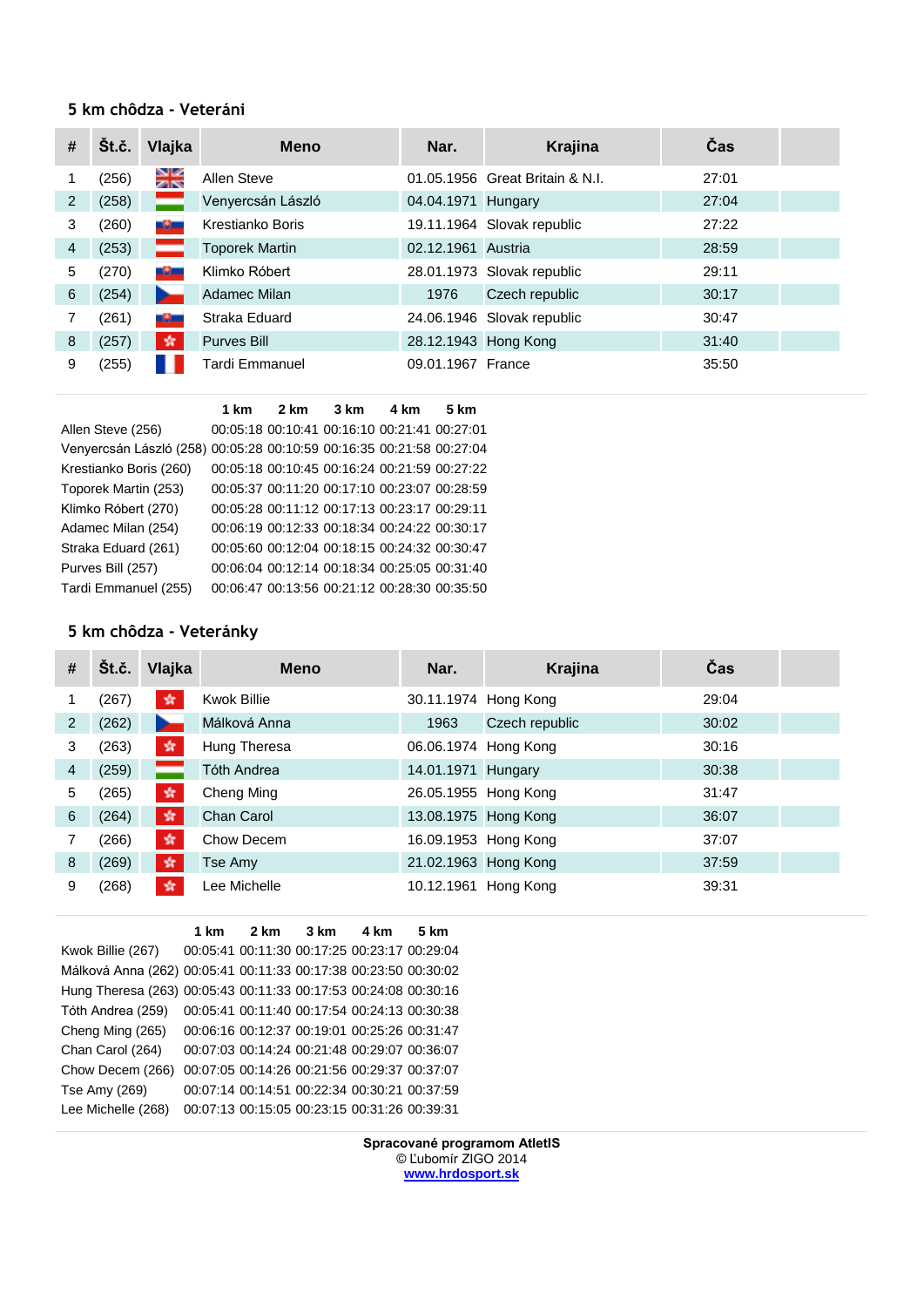### 5 km chôdza - Veteráni

| # | Št.č. | Vlajka | Meno | Nar. | Krajina | Čas | |
|---|---|---|---|---|---|---|---|
| 1 | (256) | | Allen Steve | 01.05.1956 | Great Britain & N.I. | 27:01 | |
| 2 | (258) | | Venyercsán László | 04.04.1971 | Hungary | 27:04 | |
| 3 | (260) | | Krestianko Boris | 19.11.1964 | Slovak republic | 27:22 | |
| 4 | (253) | | Toporek Martin | 02.12.1961 | Austria | 28:59 | |
| 5 | (270) | | Klimko Róbert | 28.01.1973 | Slovak republic | 29:11 | |
| 6 | (254) | | Adamec Milan | 1976 | Czech republic | 30:17 | |
| 7 | (261) | | Straka Eduard | 24.06.1946 | Slovak republic | 30:47 | |
| 8 | (257) | | Purves Bill | 28.12.1943 | Hong Kong | 31:40 | |
| 9 | (255) | | Tardi Emmanuel | 09.01.1967 | France | 35:50 | |

| | 1 km | 2 km | 3 km | 4 km | 5 km |
|---|---|---|---|---|---|
| Allen Steve (256) | 00:05:18 | 00:10:41 | 00:16:10 | 00:21:41 | 00:27:01 |
| Venyercsán László (258) | 00:05:28 | 00:10:59 | 00:16:35 | 00:21:58 | 00:27:04 |
| Krestianko Boris (260) | 00:05:18 | 00:10:45 | 00:16:24 | 00:21:59 | 00:27:22 |
| Toporek Martin (253) | 00:05:37 | 00:11:20 | 00:17:10 | 00:23:07 | 00:28:59 |
| Klimko Róbert (270) | 00:05:28 | 00:11:12 | 00:17:13 | 00:23:17 | 00:29:11 |
| Adamec Milan (254) | 00:06:19 | 00:12:33 | 00:18:34 | 00:24:22 | 00:30:17 |
| Straka Eduard (261) | 00:05:60 | 00:12:04 | 00:18:15 | 00:24:32 | 00:30:47 |
| Purves Bill (257) | 00:06:04 | 00:12:14 | 00:18:34 | 00:25:05 | 00:31:40 |
| Tardi Emmanuel (255) | 00:06:47 | 00:13:56 | 00:21:12 | 00:28:30 | 00:35:50 |

### 5 km chôdza - Veteránky

| # | Št.č. | Vlajka | Meno | Nar. | Krajina | Čas | |
|---|---|---|---|---|---|---|---|
| 1 | (267) | | Kwok Billie | 30.11.1974 | Hong Kong | 29:04 | |
| 2 | (262) | | Málková Anna | 1963 | Czech republic | 30:02 | |
| 3 | (263) | | Hung Theresa | 06.06.1974 | Hong Kong | 30:16 | |
| 4 | (259) | | Tóth Andrea | 14.01.1971 | Hungary | 30:38 | |
| 5 | (265) | | Cheng Ming | 26.05.1955 | Hong Kong | 31:47 | |
| 6 | (264) | | Chan Carol | 13.08.1975 | Hong Kong | 36:07 | |
| 7 | (266) | | Chow Decem | 16.09.1953 | Hong Kong | 37:07 | |
| 8 | (269) | | Tse Amy | 21.02.1963 | Hong Kong | 37:59 | |
| 9 | (268) | | Lee Michelle | 10.12.1961 | Hong Kong | 39:31 | |

| | 1 km | 2 km | 3 km | 4 km | 5 km |
|---|---|---|---|---|---|
| Kwok Billie (267) | 00:05:41 | 00:11:30 | 00:17:25 | 00:23:17 | 00:29:04 |
| Málková Anna (262) | 00:05:41 | 00:11:33 | 00:17:38 | 00:23:50 | 00:30:02 |
| Hung Theresa (263) | 00:05:43 | 00:11:33 | 00:17:53 | 00:24:08 | 00:30:16 |
| Tóth Andrea (259) | 00:05:41 | 00:11:40 | 00:17:54 | 00:24:13 | 00:30:38 |
| Cheng Ming (265) | 00:06:16 | 00:12:37 | 00:19:01 | 00:25:26 | 00:31:47 |
| Chan Carol (264) | 00:07:03 | 00:14:24 | 00:21:48 | 00:29:07 | 00:36:07 |
| Chow Decem (266) | 00:07:05 | 00:14:26 | 00:21:56 | 00:29:37 | 00:37:07 |
| Tse Amy (269) | 00:07:14 | 00:14:51 | 00:22:34 | 00:30:21 | 00:37:59 |
| Lee Michelle (268) | 00:07:13 | 00:15:05 | 00:23:15 | 00:31:26 | 00:39:31 |

**Spracované programom AtletIS**
© Ľubomír ZIGO 2014
**www.hrdosport.sk**